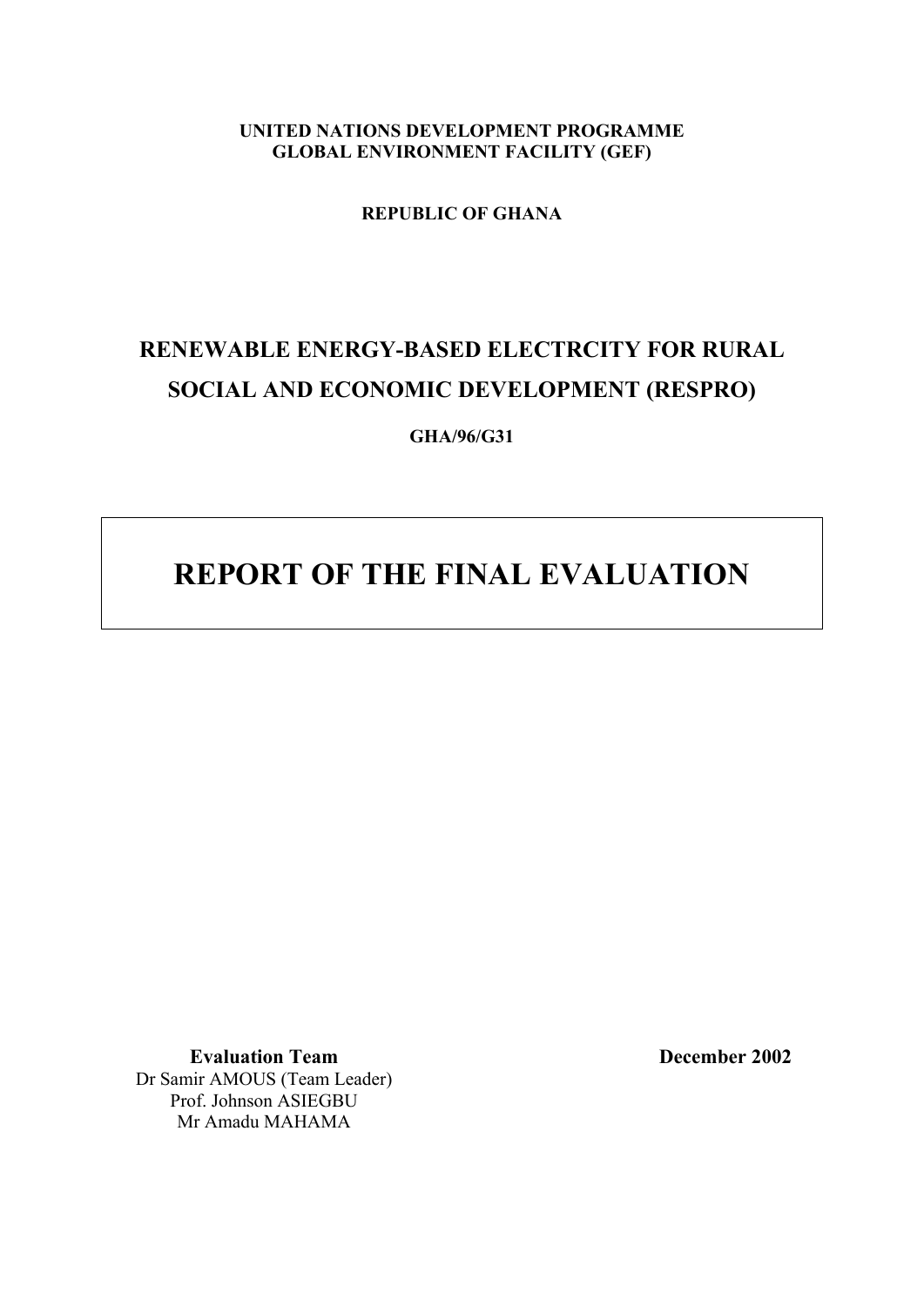**UNITED NATIONS DEVELOPMENT PROGRAMME**
**GLOBAL ENVIRONMENT FACILITY (GEF)**

**REPUBLIC OF GHANA**

# RENEWABLE ENERGY-BASED ELECTRCITY FOR RURAL SOCIAL AND ECONOMIC DEVELOPMENT (RESPRO)

**GHA/96/G31**

# REPORT OF THE FINAL EVALUATION

**Evaluation Team**
Dr Samir AMOUS (Team Leader)
Prof. Johnson ASIEGBU
Mr Amadu MAHAMA

**December 2002**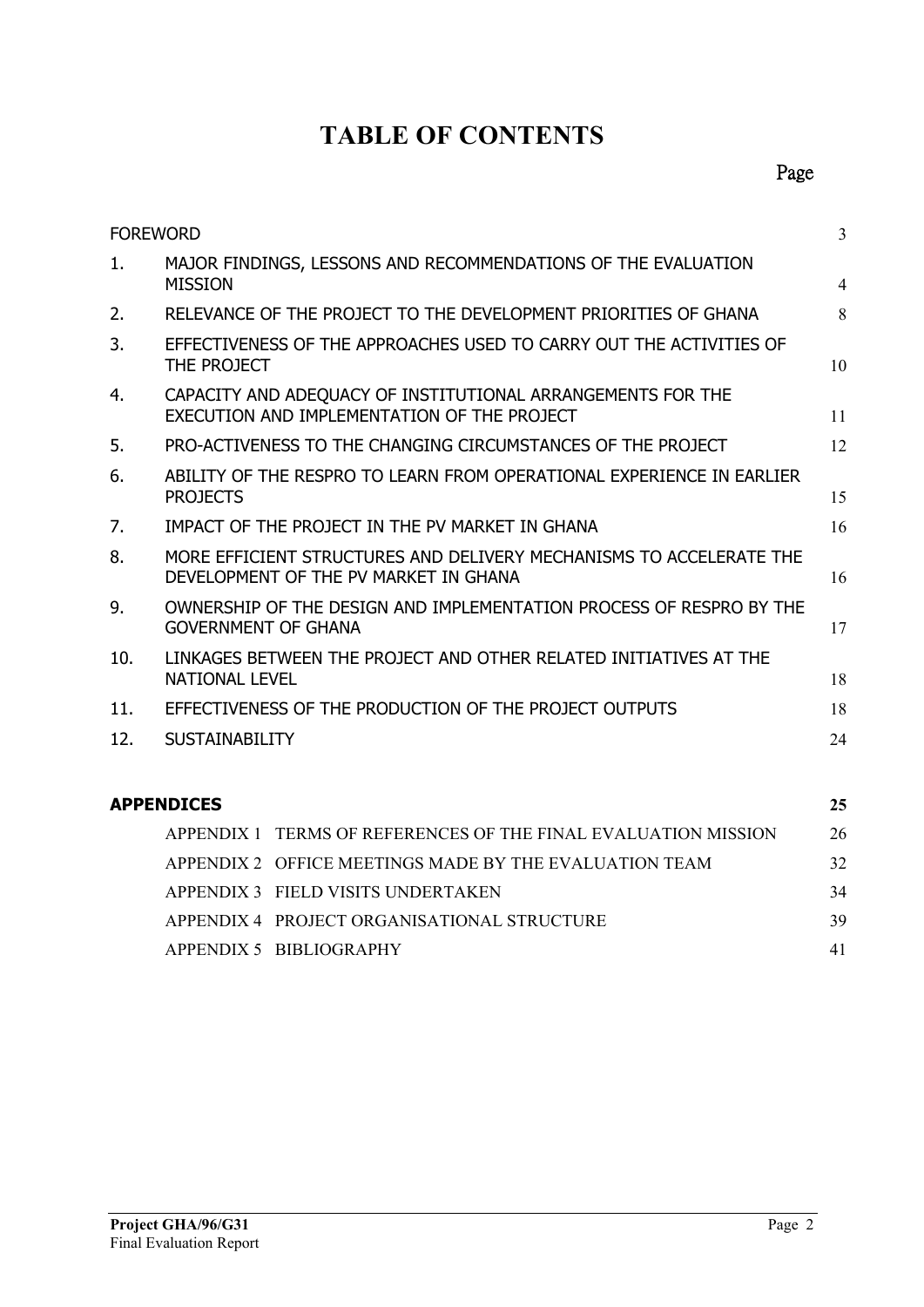# TABLE OF CONTENTS

| | | Page |
|---|---|---|
| FOREWORD | | 3 |
| 1. | MAJOR FINDINGS, LESSONS AND RECOMMENDATIONS OF THE EVALUATION MISSION | 4 |
| 2. | RELEVANCE OF THE PROJECT TO THE DEVELOPMENT PRIORITIES OF GHANA | 8 |
| 3. | EFFECTIVENESS OF THE APPROACHES USED TO CARRY OUT THE ACTIVITIES OF THE PROJECT | 10 |
| 4. | CAPACITY AND ADEQUACY OF INSTITUTIONAL ARRANGEMENTS FOR THE EXECUTION AND IMPLEMENTATION OF THE PROJECT | 11 |
| 5. | PRO-ACTIVENESS TO THE CHANGING CIRCUMSTANCES OF THE PROJECT | 12 |
| 6. | ABILITY OF THE RESPRO TO LEARN FROM OPERATIONAL EXPERIENCE IN EARLIER PROJECTS | 15 |
| 7. | IMPACT OF THE PROJECT IN THE PV MARKET IN GHANA | 16 |
| 8. | MORE EFFICIENT STRUCTURES AND DELIVERY MECHANISMS TO ACCELERATE THE DEVELOPMENT OF THE PV MARKET IN GHANA | 16 |
| 9. | OWNERSHIP OF THE DESIGN AND IMPLEMENTATION PROCESS OF RESPRO BY THE GOVERNMENT OF GHANA | 17 |
| 10. | LINKAGES BETWEEN THE PROJECT AND OTHER RELATED INITIATIVES AT THE NATIONAL LEVEL | 18 |
| 11. | EFFECTIVENESS OF THE PRODUCTION OF THE PROJECT OUTPUTS | 18 |
| 12. | SUSTAINABILITY | 24 |
| **APPENDICES** | | **25** |
| | APPENDIX 1 TERMS OF REFERENCES OF THE FINAL EVALUATION MISSION | 26 |
| | APPENDIX 2 OFFICE MEETINGS MADE BY THE EVALUATION TEAM | 32 |
| | APPENDIX 3 FIELD VISITS UNDERTAKEN | 34 |
| | APPENDIX 4 PROJECT ORGANISATIONAL STRUCTURE | 39 |
| | APPENDIX 5 BIBLIOGRAPHY | 41 |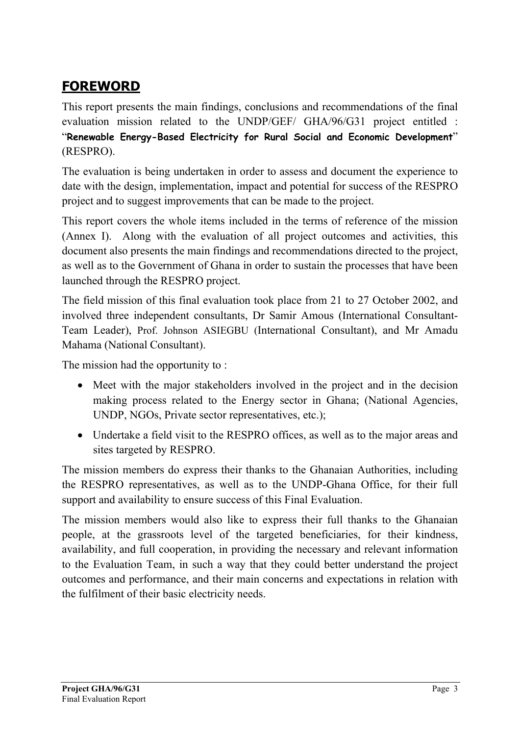## **FOREWORD**

This report presents the main findings, conclusions and recommendations of the final evaluation mission related to the UNDP/GEF/ GHA/96/G31 project entitled : "**Renewable Energy-Based Electricity for Rural Social and Economic Development**" (RESPRO).

The evaluation is being undertaken in order to assess and document the experience to date with the design, implementation, impact and potential for success of the RESPRO project and to suggest improvements that can be made to the project.

This report covers the whole items included in the terms of reference of the mission (Annex I). Along with the evaluation of all project outcomes and activities, this document also presents the main findings and recommendations directed to the project, as well as to the Government of Ghana in order to sustain the processes that have been launched through the RESPRO project.

The field mission of this final evaluation took place from 21 to 27 October 2002, and involved three independent consultants, Dr Samir Amous (International Consultant-Team Leader), Prof. Johnson ASIEGBU (International Consultant), and Mr Amadu Mahama (National Consultant).

The mission had the opportunity to :

- Meet with the major stakeholders involved in the project and in the decision making process related to the Energy sector in Ghana; (National Agencies, UNDP, NGOs, Private sector representatives, etc.);
- Undertake a field visit to the RESPRO offices, as well as to the major areas and sites targeted by RESPRO.

The mission members do express their thanks to the Ghanaian Authorities, including the RESPRO representatives, as well as to the UNDP-Ghana Office, for their full support and availability to ensure success of this Final Evaluation.

The mission members would also like to express their full thanks to the Ghanaian people, at the grassroots level of the targeted beneficiaries, for their kindness, availability, and full cooperation, in providing the necessary and relevant information to the Evaluation Team, in such a way that they could better understand the project outcomes and performance, and their main concerns and expectations in relation with the fulfilment of their basic electricity needs.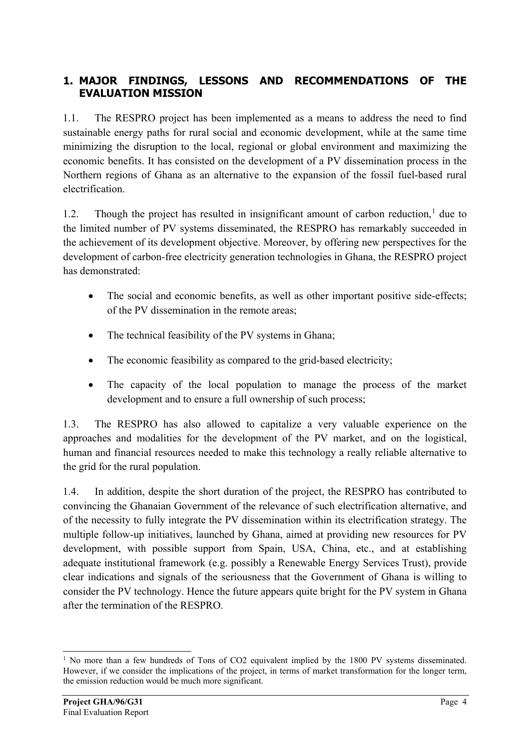# 1. MAJOR FINDINGS, LESSONS AND RECOMMENDATIONS OF THE EVALUATION MISSION

1.1. The RESPRO project has been implemented as a means to address the need to find sustainable energy paths for rural social and economic development, while at the same time minimizing the disruption to the local, regional or global environment and maximizing the economic benefits. It has consisted on the development of a PV dissemination process in the Northern regions of Ghana as an alternative to the expansion of the fossil fuel-based rural electrification.

1.2. Though the project has resulted in insignificant amount of carbon reduction,[1] due to the limited number of PV systems disseminated, the RESPRO has remarkably succeeded in the achievement of its development objective. Moreover, by offering new perspectives for the development of carbon-free electricity generation technologies in Ghana, the RESPRO project has demonstrated:

- The social and economic benefits, as well as other important positive side-effects; of the PV dissemination in the remote areas;
- The technical feasibility of the PV systems in Ghana;
- The economic feasibility as compared to the grid-based electricity;
- The capacity of the local population to manage the process of the market development and to ensure a full ownership of such process;

1.3. The RESPRO has also allowed to capitalize a very valuable experience on the approaches and modalities for the development of the PV market, and on the logistical, human and financial resources needed to make this technology a really reliable alternative to the grid for the rural population.

1.4. In addition, despite the short duration of the project, the RESPRO has contributed to convincing the Ghanaian Government of the relevance of such electrification alternative, and of the necessity to fully integrate the PV dissemination within its electrification strategy. The multiple follow-up initiatives, launched by Ghana, aimed at providing new resources for PV development, with possible support from Spain, USA, China, etc., and at establishing adequate institutional framework (e.g. possibly a Renewable Energy Services Trust), provide clear indications and signals of the seriousness that the Government of Ghana is willing to consider the PV technology. Hence the future appears quite bright for the PV system in Ghana after the termination of the RESPRO.

[1] No more than a few hundreds of Tons of $CO_2$ equivalent implied by the 1800 PV systems disseminated. However, if we consider the implications of the project, in terms of market transformation for the longer term, the emission reduction would be much more significant.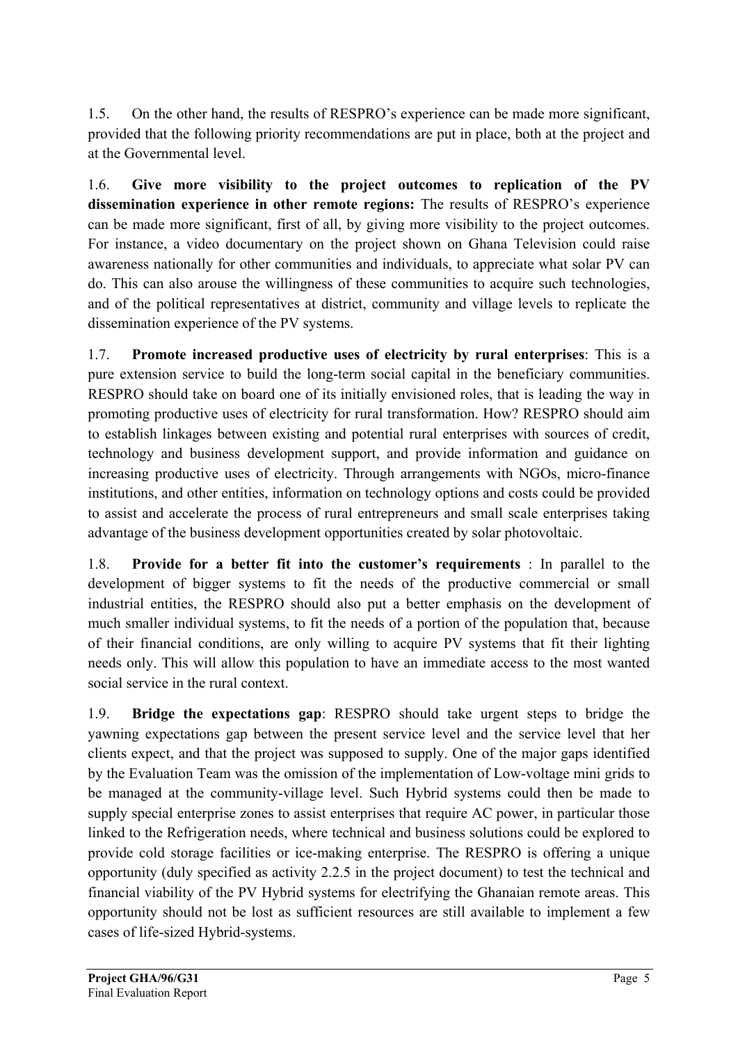1.5. On the other hand, the results of RESPRO's experience can be made more significant, provided that the following priority recommendations are put in place, both at the project and at the Governmental level.

1.6. **Give more visibility to the project outcomes to replication of the PV dissemination experience in other remote regions:** The results of RESPRO's experience can be made more significant, first of all, by giving more visibility to the project outcomes. For instance, a video documentary on the project shown on Ghana Television could raise awareness nationally for other communities and individuals, to appreciate what solar PV can do. This can also arouse the willingness of these communities to acquire such technologies, and of the political representatives at district, community and village levels to replicate the dissemination experience of the PV systems.

1.7. **Promote increased productive uses of electricity by rural enterprises**: This is a pure extension service to build the long-term social capital in the beneficiary communities. RESPRO should take on board one of its initially envisioned roles, that is leading the way in promoting productive uses of electricity for rural transformation. How? RESPRO should aim to establish linkages between existing and potential rural enterprises with sources of credit, technology and business development support, and provide information and guidance on increasing productive uses of electricity. Through arrangements with NGOs, micro-finance institutions, and other entities, information on technology options and costs could be provided to assist and accelerate the process of rural entrepreneurs and small scale enterprises taking advantage of the business development opportunities created by solar photovoltaic.

1.8. **Provide for a better fit into the customer's requirements** : In parallel to the development of bigger systems to fit the needs of the productive commercial or small industrial entities, the RESPRO should also put a better emphasis on the development of much smaller individual systems, to fit the needs of a portion of the population that, because of their financial conditions, are only willing to acquire PV systems that fit their lighting needs only. This will allow this population to have an immediate access to the most wanted social service in the rural context.

1.9. **Bridge the expectations gap**: RESPRO should take urgent steps to bridge the yawning expectations gap between the present service level and the service level that her clients expect, and that the project was supposed to supply. One of the major gaps identified by the Evaluation Team was the omission of the implementation of Low-voltage mini grids to be managed at the community-village level. Such Hybrid systems could then be made to supply special enterprise zones to assist enterprises that require AC power, in particular those linked to the Refrigeration needs, where technical and business solutions could be explored to provide cold storage facilities or ice-making enterprise. The RESPRO is offering a unique opportunity (duly specified as activity 2.2.5 in the project document) to test the technical and financial viability of the PV Hybrid systems for electrifying the Ghanaian remote areas. This opportunity should not be lost as sufficient resources are still available to implement a few cases of life-sized Hybrid-systems.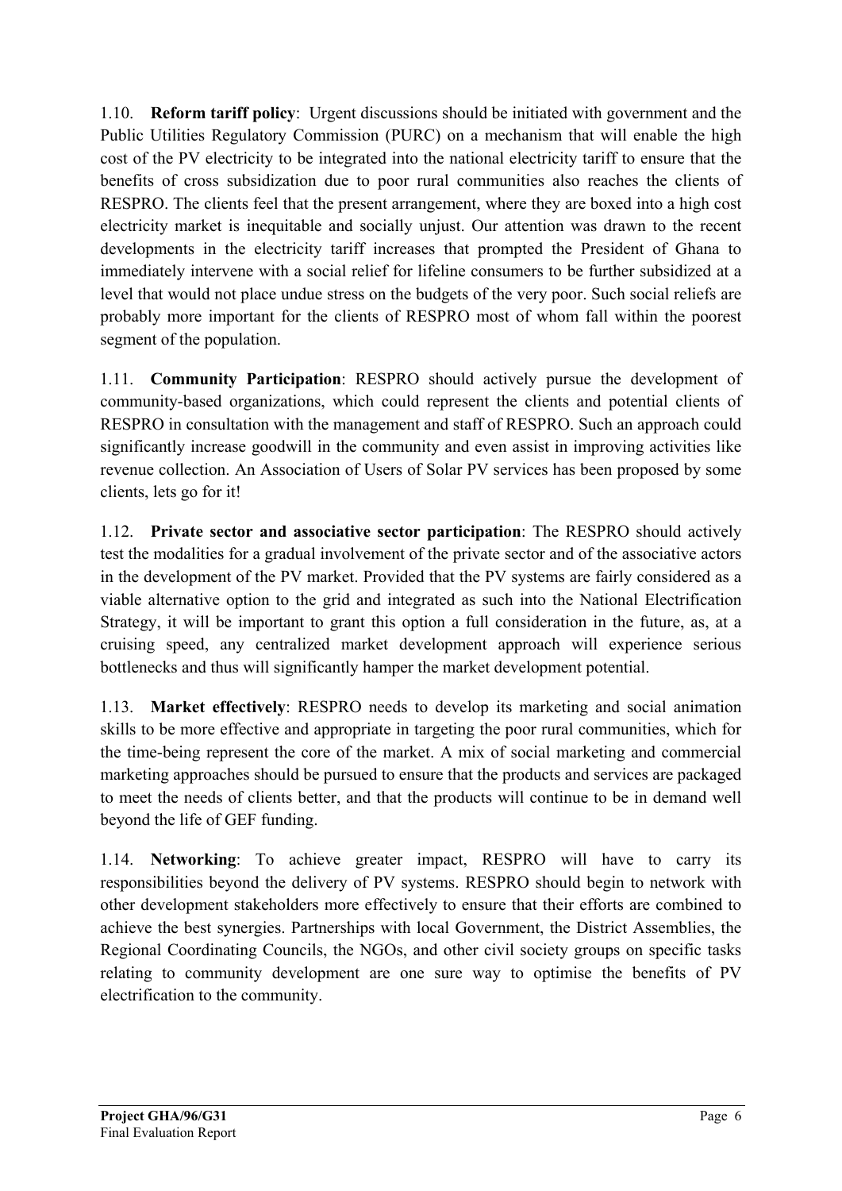1.10. **Reform tariff policy**: Urgent discussions should be initiated with government and the Public Utilities Regulatory Commission (PURC) on a mechanism that will enable the high cost of the PV electricity to be integrated into the national electricity tariff to ensure that the benefits of cross subsidization due to poor rural communities also reaches the clients of RESPRO. The clients feel that the present arrangement, where they are boxed into a high cost electricity market is inequitable and socially unjust. Our attention was drawn to the recent developments in the electricity tariff increases that prompted the President of Ghana to immediately intervene with a social relief for lifeline consumers to be further subsidized at a level that would not place undue stress on the budgets of the very poor. Such social reliefs are probably more important for the clients of RESPRO most of whom fall within the poorest segment of the population.

1.11. **Community Participation**: RESPRO should actively pursue the development of community-based organizations, which could represent the clients and potential clients of RESPRO in consultation with the management and staff of RESPRO. Such an approach could significantly increase goodwill in the community and even assist in improving activities like revenue collection. An Association of Users of Solar PV services has been proposed by some clients, lets go for it!

1.12. **Private sector and associative sector participation**: The RESPRO should actively test the modalities for a gradual involvement of the private sector and of the associative actors in the development of the PV market. Provided that the PV systems are fairly considered as a viable alternative option to the grid and integrated as such into the National Electrification Strategy, it will be important to grant this option a full consideration in the future, as, at a cruising speed, any centralized market development approach will experience serious bottlenecks and thus will significantly hamper the market development potential.

1.13. **Market effectively**: RESPRO needs to develop its marketing and social animation skills to be more effective and appropriate in targeting the poor rural communities, which for the time-being represent the core of the market. A mix of social marketing and commercial marketing approaches should be pursued to ensure that the products and services are packaged to meet the needs of clients better, and that the products will continue to be in demand well beyond the life of GEF funding.

1.14. **Networking**: To achieve greater impact, RESPRO will have to carry its responsibilities beyond the delivery of PV systems. RESPRO should begin to network with other development stakeholders more effectively to ensure that their efforts are combined to achieve the best synergies. Partnerships with local Government, the District Assemblies, the Regional Coordinating Councils, the NGOs, and other civil society groups on specific tasks relating to community development are one sure way to optimise the benefits of PV electrification to the community.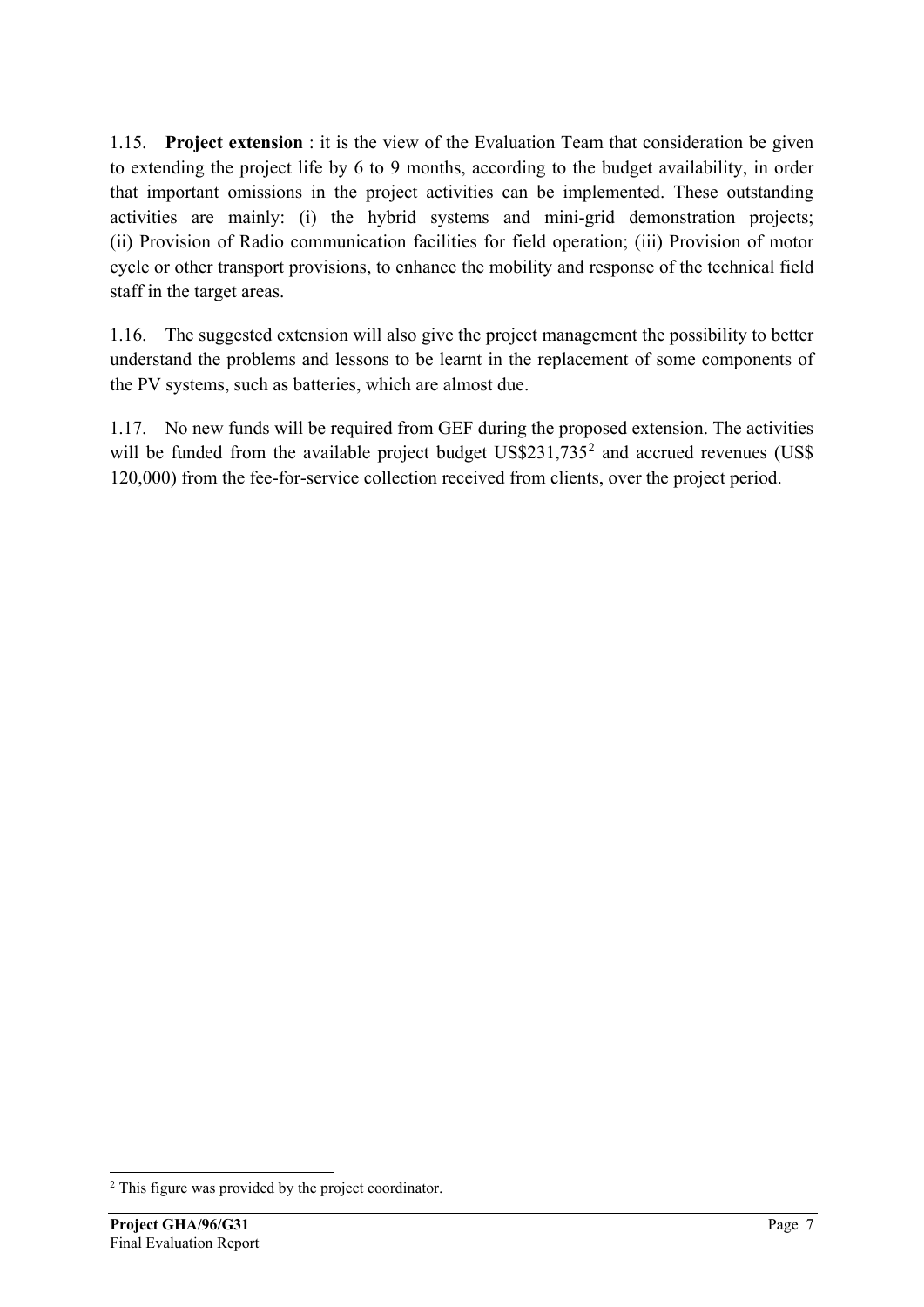1.15. **Project extension** : it is the view of the Evaluation Team that consideration be given to extending the project life by 6 to 9 months, according to the budget availability, in order that important omissions in the project activities can be implemented. These outstanding activities are mainly: (i) the hybrid systems and mini-grid demonstration projects; (ii) Provision of Radio communication facilities for field operation; (iii) Provision of motor cycle or other transport provisions, to enhance the mobility and response of the technical field staff in the target areas.

1.16. The suggested extension will also give the project management the possibility to better understand the problems and lessons to be learnt in the replacement of some components of the PV systems, such as batteries, which are almost due.

1.17. No new funds will be required from GEF during the proposed extension. The activities will be funded from the available project budget US$231,735[2] and accrued revenues (US$ 120,000) from the fee-for-service collection received from clients, over the project period.

[2] This figure was provided by the project coordinator.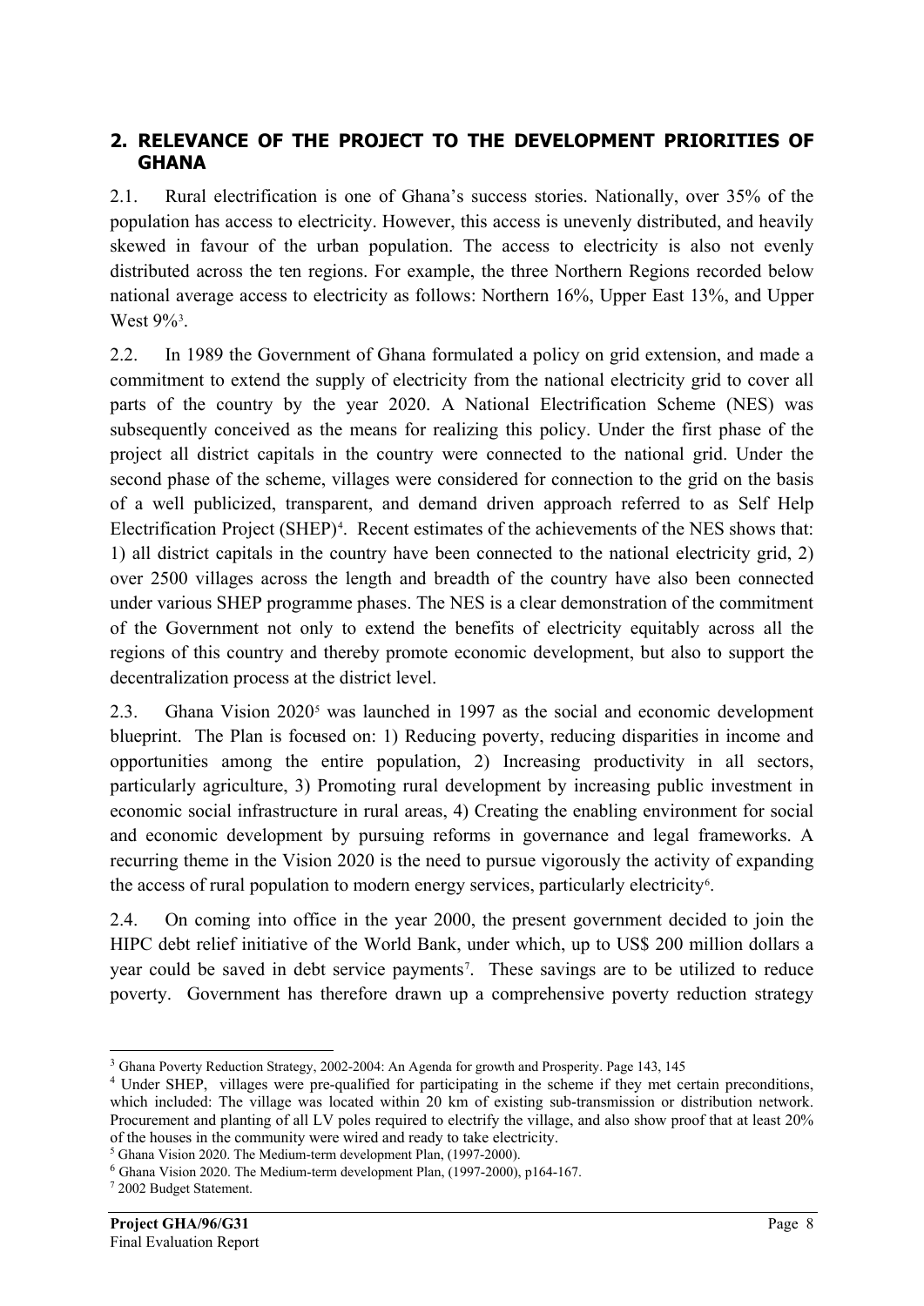## 2. RELEVANCE OF THE PROJECT TO THE DEVELOPMENT PRIORITIES OF GHANA

2.1. Rural electrification is one of Ghana's success stories. Nationally, over 35% of the population has access to electricity. However, this access is unevenly distributed, and heavily skewed in favour of the urban population. The access to electricity is also not evenly distributed across the ten regions. For example, the three Northern Regions recorded below national average access to electricity as follows: Northern 16%, Upper East 13%, and Upper West 9%[3].

2.2. In 1989 the Government of Ghana formulated a policy on grid extension, and made a commitment to extend the supply of electricity from the national electricity grid to cover all parts of the country by the year 2020. A National Electrification Scheme (NES) was subsequently conceived as the means for realizing this policy. Under the first phase of the project all district capitals in the country were connected to the national grid. Under the second phase of the scheme, villages were considered for connection to the grid on the basis of a well publicized, transparent, and demand driven approach referred to as Self Help Electrification Project (SHEP)[4]. Recent estimates of the achievements of the NES shows that: 1) all district capitals in the country have been connected to the national electricity grid, 2) over 2500 villages across the length and breadth of the country have also been connected under various SHEP programme phases. The NES is a clear demonstration of the commitment of the Government not only to extend the benefits of electricity equitably across all the regions of this country and thereby promote economic development, but also to support the decentralization process at the district level.

2.3. Ghana Vision 2020[5] was launched in 1997 as the social and economic development blueprint. The Plan is focused on: 1) Reducing poverty, reducing disparities in income and opportunities among the entire population, 2) Increasing productivity in all sectors, particularly agriculture, 3) Promoting rural development by increasing public investment in economic social infrastructure in rural areas, 4) Creating the enabling environment for social and economic development by pursuing reforms in governance and legal frameworks. A recurring theme in the Vision 2020 is the need to pursue vigorously the activity of expanding the access of rural population to modern energy services, particularly electricity[6].

2.4. On coming into office in the year 2000, the present government decided to join the HIPC debt relief initiative of the World Bank, under which, up to US$ 200 million dollars a year could be saved in debt service payments[7]. These savings are to be utilized to reduce poverty. Government has therefore drawn up a comprehensive poverty reduction strategy

---

[3] Ghana Poverty Reduction Strategy, 2002-2004: An Agenda for growth and Prosperity. Page 143, 145

[4] Under SHEP, villages were pre-qualified for participating in the scheme if they met certain preconditions, which included: The village was located within 20 km of existing sub-transmission or distribution network. Procurement and planting of all LV poles required to electrify the village, and also show proof that at least 20% of the houses in the community were wired and ready to take electricity.

[5] Ghana Vision 2020. The Medium-term development Plan, (1997-2000).

[6] Ghana Vision 2020. The Medium-term development Plan, (1997-2000), p164-167.

[7] 2002 Budget Statement.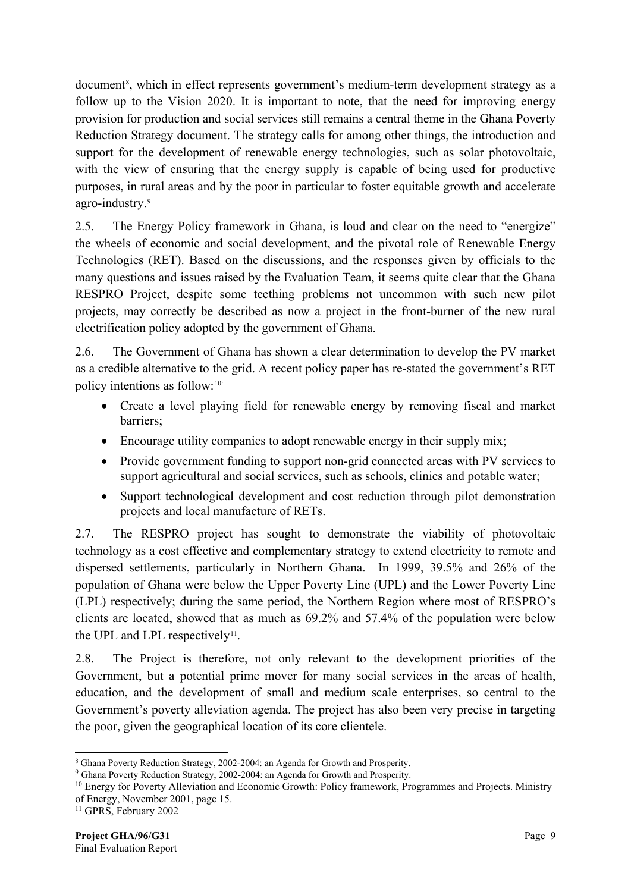document[8], which in effect represents government's medium-term development strategy as a follow up to the Vision 2020. It is important to note, that the need for improving energy provision for production and social services still remains a central theme in the Ghana Poverty Reduction Strategy document. The strategy calls for among other things, the introduction and support for the development of renewable energy technologies, such as solar photovoltaic, with the view of ensuring that the energy supply is capable of being used for productive purposes, in rural areas and by the poor in particular to foster equitable growth and accelerate agro-industry.[9]

2.5. The Energy Policy framework in Ghana, is loud and clear on the need to "energize" the wheels of economic and social development, and the pivotal role of Renewable Energy Technologies (RET). Based on the discussions, and the responses given by officials to the many questions and issues raised by the Evaluation Team, it seems quite clear that the Ghana RESPRO Project, despite some teething problems not uncommon with such new pilot projects, may correctly be described as now a project in the front-burner of the new rural electrification policy adopted by the government of Ghana.

2.6. The Government of Ghana has shown a clear determination to develop the PV market as a credible alternative to the grid. A recent policy paper has re-stated the government's RET policy intentions as follow:[10]

- Create a level playing field for renewable energy by removing fiscal and market barriers;
- Encourage utility companies to adopt renewable energy in their supply mix;
- Provide government funding to support non-grid connected areas with PV services to support agricultural and social services, such as schools, clinics and potable water;
- Support technological development and cost reduction through pilot demonstration projects and local manufacture of RETs.

2.7. The RESPRO project has sought to demonstrate the viability of photovoltaic technology as a cost effective and complementary strategy to extend electricity to remote and dispersed settlements, particularly in Northern Ghana. In 1999, 39.5% and 26% of the population of Ghana were below the Upper Poverty Line (UPL) and the Lower Poverty Line (LPL) respectively; during the same period, the Northern Region where most of RESPRO's clients are located, showed that as much as 69.2% and 57.4% of the population were below the UPL and LPL respectively[11].

2.8. The Project is therefore, not only relevant to the development priorities of the Government, but a potential prime mover for many social services in the areas of health, education, and the development of small and medium scale enterprises, so central to the Government's poverty alleviation agenda. The project has also been very precise in targeting the poor, given the geographical location of its core clientele.

---

[8] Ghana Poverty Reduction Strategy, 2002-2004: an Agenda for Growth and Prosperity.

[9] Ghana Poverty Reduction Strategy, 2002-2004: an Agenda for Growth and Prosperity.

[10] Energy for Poverty Alleviation and Economic Growth: Policy framework, Programmes and Projects. Ministry of Energy, November 2001, page 15.

[11] GPRS, February 2002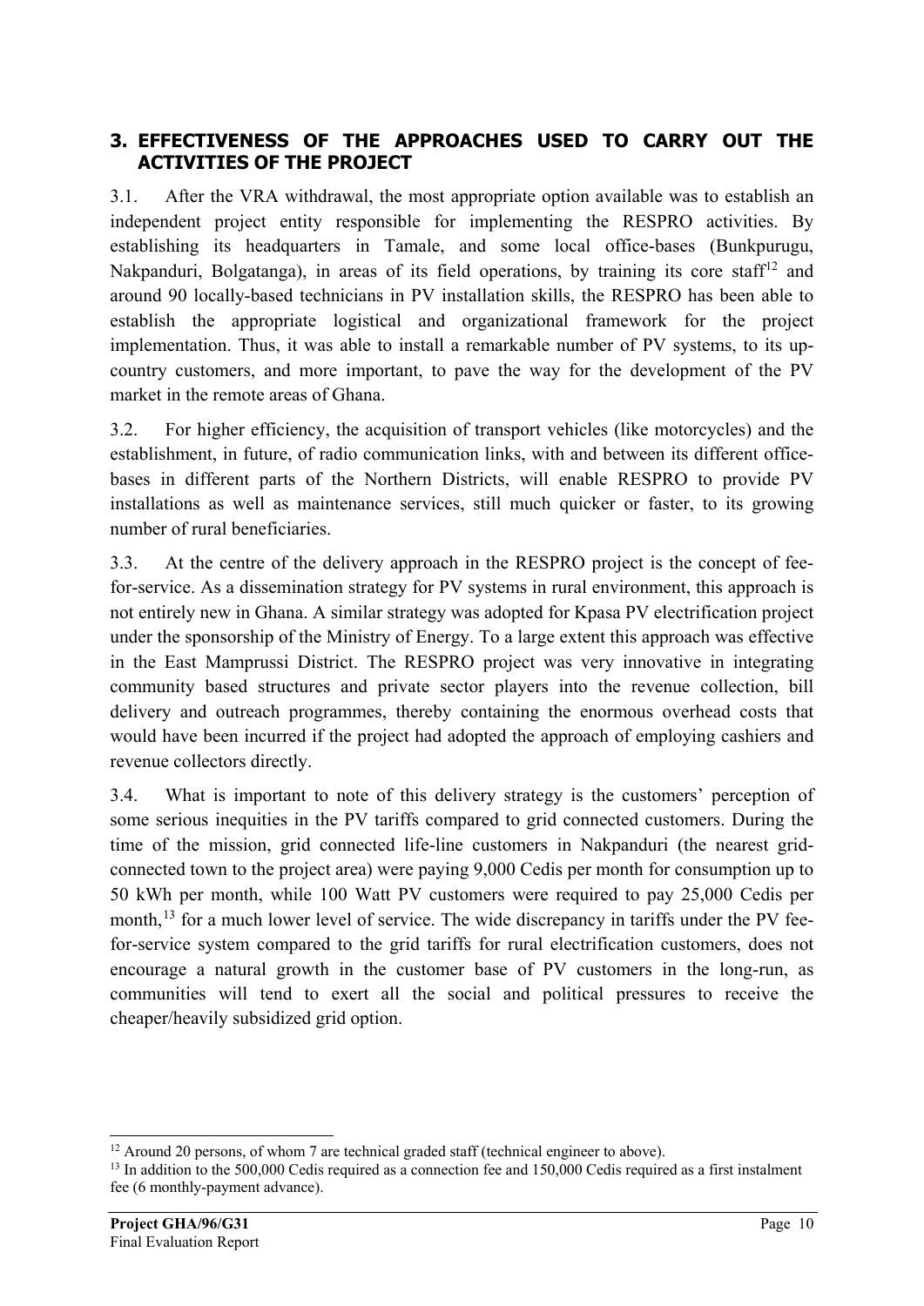## 3. EFFECTIVENESS OF THE APPROACHES USED TO CARRY OUT THE ACTIVITIES OF THE PROJECT

3.1. After the VRA withdrawal, the most appropriate option available was to establish an independent project entity responsible for implementing the RESPRO activities. By establishing its headquarters in Tamale, and some local office-bases (Bunkpurugu, Nakpanduri, Bolgatanga), in areas of its field operations, by training its core staff[12] and around 90 locally-based technicians in PV installation skills, the RESPRO has been able to establish the appropriate logistical and organizational framework for the project implementation. Thus, it was able to install a remarkable number of PV systems, to its up-country customers, and more important, to pave the way for the development of the PV market in the remote areas of Ghana.

3.2. For higher efficiency, the acquisition of transport vehicles (like motorcycles) and the establishment, in future, of radio communication links, with and between its different office-bases in different parts of the Northern Districts, will enable RESPRO to provide PV installations as well as maintenance services, still much quicker or faster, to its growing number of rural beneficiaries.

3.3. At the centre of the delivery approach in the RESPRO project is the concept of fee-for-service. As a dissemination strategy for PV systems in rural environment, this approach is not entirely new in Ghana. A similar strategy was adopted for Kpasa PV electrification project under the sponsorship of the Ministry of Energy. To a large extent this approach was effective in the East Mamprussi District. The RESPRO project was very innovative in integrating community based structures and private sector players into the revenue collection, bill delivery and outreach programmes, thereby containing the enormous overhead costs that would have been incurred if the project had adopted the approach of employing cashiers and revenue collectors directly.

3.4. What is important to note of this delivery strategy is the customers' perception of some serious inequities in the PV tariffs compared to grid connected customers. During the time of the mission, grid connected life-line customers in Nakpanduri (the nearest grid-connected town to the project area) were paying 9,000 Cedis per month for consumption up to 50 kWh per month, while 100 Watt PV customers were required to pay 25,000 Cedis per month,[13] for a much lower level of service. The wide discrepancy in tariffs under the PV fee-for-service system compared to the grid tariffs for rural electrification customers, does not encourage a natural growth in the customer base of PV customers in the long-run, as communities will tend to exert all the social and political pressures to receive the cheaper/heavily subsidized grid option.

---

[12] Around 20 persons, of whom 7 are technical graded staff (technical engineer to above).

[13] In addition to the 500,000 Cedis required as a connection fee and 150,000 Cedis required as a first instalment fee (6 monthly-payment advance).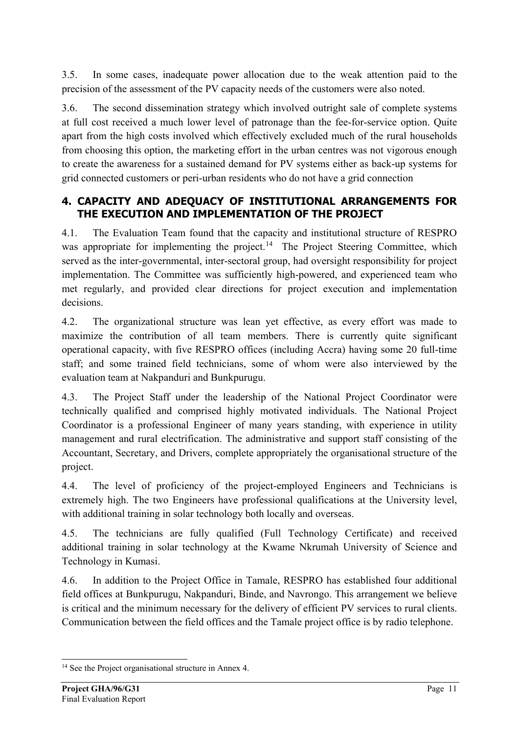3.5. In some cases, inadequate power allocation due to the weak attention paid to the precision of the assessment of the PV capacity needs of the customers were also noted.

3.6. The second dissemination strategy which involved outright sale of complete systems at full cost received a much lower level of patronage than the fee-for-service option. Quite apart from the high costs involved which effectively excluded much of the rural households from choosing this option, the marketing effort in the urban centres was not vigorous enough to create the awareness for a sustained demand for PV systems either as back-up systems for grid connected customers or peri-urban residents who do not have a grid connection

## 4. CAPACITY AND ADEQUACY OF INSTITUTIONAL ARRANGEMENTS FOR THE EXECUTION AND IMPLEMENTATION OF THE PROJECT

4.1. The Evaluation Team found that the capacity and institutional structure of RESPRO was appropriate for implementing the project.[14] The Project Steering Committee, which served as the inter-governmental, inter-sectoral group, had oversight responsibility for project implementation. The Committee was sufficiently high-powered, and experienced team who met regularly, and provided clear directions for project execution and implementation decisions.

4.2. The organizational structure was lean yet effective, as every effort was made to maximize the contribution of all team members. There is currently quite significant operational capacity, with five RESPRO offices (including Accra) having some 20 full-time staff; and some trained field technicians, some of whom were also interviewed by the evaluation team at Nakpanduri and Bunkpurugu.

4.3. The Project Staff under the leadership of the National Project Coordinator were technically qualified and comprised highly motivated individuals. The National Project Coordinator is a professional Engineer of many years standing, with experience in utility management and rural electrification. The administrative and support staff consisting of the Accountant, Secretary, and Drivers, complete appropriately the organisational structure of the project.

4.4. The level of proficiency of the project-employed Engineers and Technicians is extremely high. The two Engineers have professional qualifications at the University level, with additional training in solar technology both locally and overseas.

4.5. The technicians are fully qualified (Full Technology Certificate) and received additional training in solar technology at the Kwame Nkrumah University of Science and Technology in Kumasi.

4.6. In addition to the Project Office in Tamale, RESPRO has established four additional field offices at Bunkpurugu, Nakpanduri, Binde, and Navrongo. This arrangement we believe is critical and the minimum necessary for the delivery of efficient PV services to rural clients. Communication between the field offices and the Tamale project office is by radio telephone.

[14] See the Project organisational structure in Annex 4.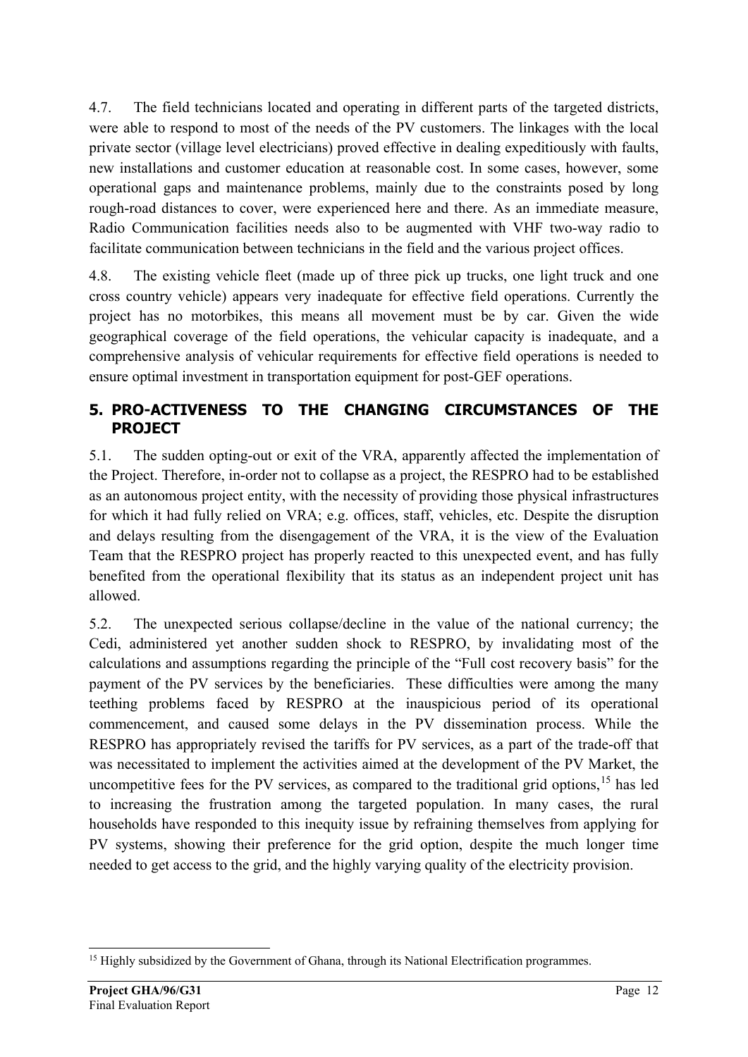4.7. The field technicians located and operating in different parts of the targeted districts, were able to respond to most of the needs of the PV customers. The linkages with the local private sector (village level electricians) proved effective in dealing expeditiously with faults, new installations and customer education at reasonable cost. In some cases, however, some operational gaps and maintenance problems, mainly due to the constraints posed by long rough-road distances to cover, were experienced here and there. As an immediate measure, Radio Communication facilities needs also to be augmented with VHF two-way radio to facilitate communication between technicians in the field and the various project offices.

4.8. The existing vehicle fleet (made up of three pick up trucks, one light truck and one cross country vehicle) appears very inadequate for effective field operations. Currently the project has no motorbikes, this means all movement must be by car. Given the wide geographical coverage of the field operations, the vehicular capacity is inadequate, and a comprehensive analysis of vehicular requirements for effective field operations is needed to ensure optimal investment in transportation equipment for post-GEF operations.

## 5. PRO-ACTIVENESS TO THE CHANGING CIRCUMSTANCES OF THE PROJECT

5.1. The sudden opting-out or exit of the VRA, apparently affected the implementation of the Project. Therefore, in-order not to collapse as a project, the RESPRO had to be established as an autonomous project entity, with the necessity of providing those physical infrastructures for which it had fully relied on VRA; e.g. offices, staff, vehicles, etc. Despite the disruption and delays resulting from the disengagement of the VRA, it is the view of the Evaluation Team that the RESPRO project has properly reacted to this unexpected event, and has fully benefited from the operational flexibility that its status as an independent project unit has allowed.

5.2. The unexpected serious collapse/decline in the value of the national currency; the Cedi, administered yet another sudden shock to RESPRO, by invalidating most of the calculations and assumptions regarding the principle of the "Full cost recovery basis" for the payment of the PV services by the beneficiaries. These difficulties were among the many teething problems faced by RESPRO at the inauspicious period of its operational commencement, and caused some delays in the PV dissemination process. While the RESPRO has appropriately revised the tariffs for PV services, as a part of the trade-off that was necessitated to implement the activities aimed at the development of the PV Market, the uncompetitive fees for the PV services, as compared to the traditional grid options,[15] has led to increasing the frustration among the targeted population. In many cases, the rural households have responded to this inequity issue by refraining themselves from applying for PV systems, showing their preference for the grid option, despite the much longer time needed to get access to the grid, and the highly varying quality of the electricity provision.

[15] Highly subsidized by the Government of Ghana, through its National Electrification programmes.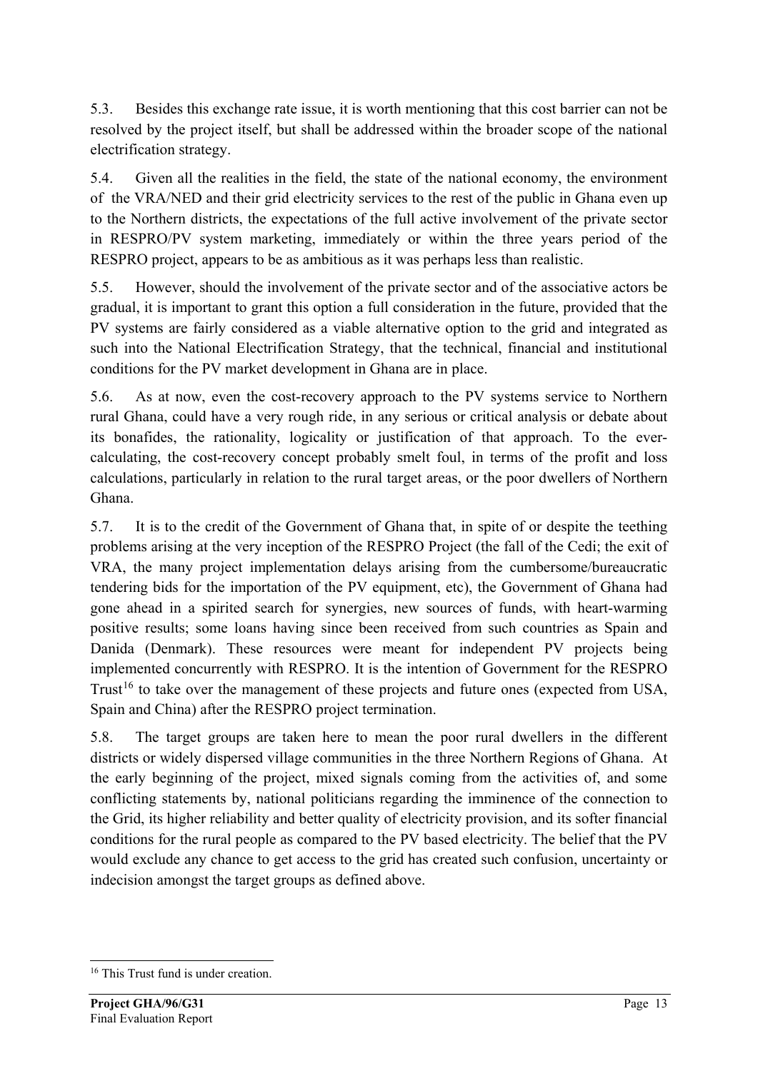5.3. Besides this exchange rate issue, it is worth mentioning that this cost barrier can not be resolved by the project itself, but shall be addressed within the broader scope of the national electrification strategy.

5.4. Given all the realities in the field, the state of the national economy, the environment of the VRA/NED and their grid electricity services to the rest of the public in Ghana even up to the Northern districts, the expectations of the full active involvement of the private sector in RESPRO/PV system marketing, immediately or within the three years period of the RESPRO project, appears to be as ambitious as it was perhaps less than realistic.

5.5. However, should the involvement of the private sector and of the associative actors be gradual, it is important to grant this option a full consideration in the future, provided that the PV systems are fairly considered as a viable alternative option to the grid and integrated as such into the National Electrification Strategy, that the technical, financial and institutional conditions for the PV market development in Ghana are in place.

5.6. As at now, even the cost-recovery approach to the PV systems service to Northern rural Ghana, could have a very rough ride, in any serious or critical analysis or debate about its bonafides, the rationality, logicality or justification of that approach. To the ever-calculating, the cost-recovery concept probably smelt foul, in terms of the profit and loss calculations, particularly in relation to the rural target areas, or the poor dwellers of Northern Ghana.

5.7. It is to the credit of the Government of Ghana that, in spite of or despite the teething problems arising at the very inception of the RESPRO Project (the fall of the Cedi; the exit of VRA, the many project implementation delays arising from the cumbersome/bureaucratic tendering bids for the importation of the PV equipment, etc), the Government of Ghana had gone ahead in a spirited search for synergies, new sources of funds, with heart-warming positive results; some loans having since been received from such countries as Spain and Danida (Denmark). These resources were meant for independent PV projects being implemented concurrently with RESPRO. It is the intention of Government for the RESPRO Trust[16] to take over the management of these projects and future ones (expected from USA, Spain and China) after the RESPRO project termination.

5.8. The target groups are taken here to mean the poor rural dwellers in the different districts or widely dispersed village communities in the three Northern Regions of Ghana. At the early beginning of the project, mixed signals coming from the activities of, and some conflicting statements by, national politicians regarding the imminence of the connection to the Grid, its higher reliability and better quality of electricity provision, and its softer financial conditions for the rural people as compared to the PV based electricity. The belief that the PV would exclude any chance to get access to the grid has created such confusion, uncertainty or indecision amongst the target groups as defined above.

[16] This Trust fund is under creation.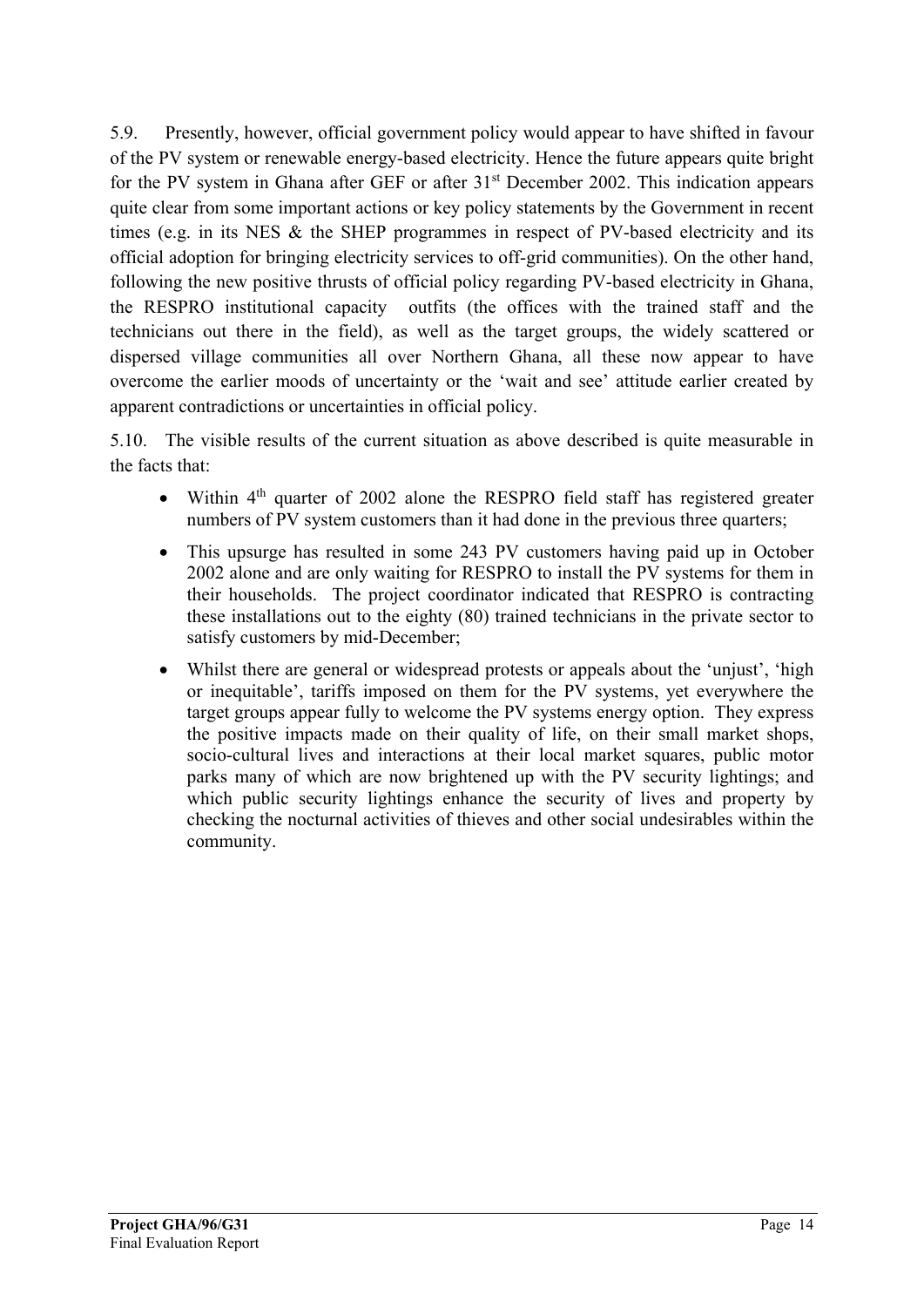5.9. Presently, however, official government policy would appear to have shifted in favour of the PV system or renewable energy-based electricity. Hence the future appears quite bright for the PV system in Ghana after GEF or after 31st December 2002. This indication appears quite clear from some important actions or key policy statements by the Government in recent times (e.g. in its NES & the SHEP programmes in respect of PV-based electricity and its official adoption for bringing electricity services to off-grid communities). On the other hand, following the new positive thrusts of official policy regarding PV-based electricity in Ghana, the RESPRO institutional capacity outfits (the offices with the trained staff and the technicians out there in the field), as well as the target groups, the widely scattered or dispersed village communities all over Northern Ghana, all these now appear to have overcome the earlier moods of uncertainty or the 'wait and see' attitude earlier created by apparent contradictions or uncertainties in official policy.

5.10. The visible results of the current situation as above described is quite measurable in the facts that:

- Within 4th quarter of 2002 alone the RESPRO field staff has registered greater numbers of PV system customers than it had done in the previous three quarters;
- This upsurge has resulted in some 243 PV customers having paid up in October 2002 alone and are only waiting for RESPRO to install the PV systems for them in their households. The project coordinator indicated that RESPRO is contracting these installations out to the eighty (80) trained technicians in the private sector to satisfy customers by mid-December;
- Whilst there are general or widespread protests or appeals about the 'unjust', 'high or inequitable', tariffs imposed on them for the PV systems, yet everywhere the target groups appear fully to welcome the PV systems energy option. They express the positive impacts made on their quality of life, on their small market shops, socio-cultural lives and interactions at their local market squares, public motor parks many of which are now brightened up with the PV security lightings; and which public security lightings enhance the security of lives and property by checking the nocturnal activities of thieves and other social undesirables within the community.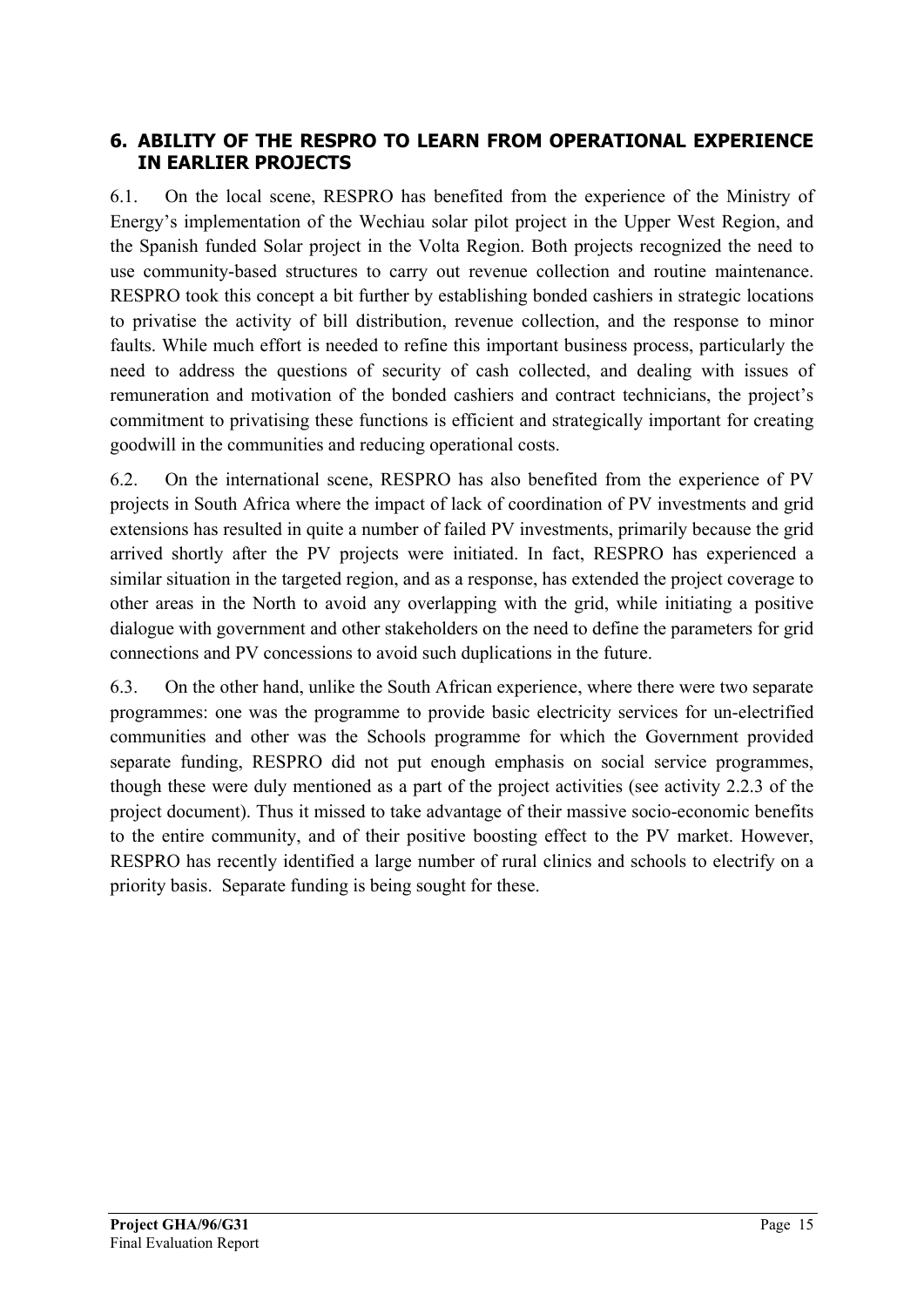## 6. ABILITY OF THE RESPRO TO LEARN FROM OPERATIONAL EXPERIENCE IN EARLIER PROJECTS

6.1. On the local scene, RESPRO has benefited from the experience of the Ministry of Energy's implementation of the Wechiau solar pilot project in the Upper West Region, and the Spanish funded Solar project in the Volta Region. Both projects recognized the need to use community-based structures to carry out revenue collection and routine maintenance. RESPRO took this concept a bit further by establishing bonded cashiers in strategic locations to privatise the activity of bill distribution, revenue collection, and the response to minor faults. While much effort is needed to refine this important business process, particularly the need to address the questions of security of cash collected, and dealing with issues of remuneration and motivation of the bonded cashiers and contract technicians, the project's commitment to privatising these functions is efficient and strategically important for creating goodwill in the communities and reducing operational costs.

6.2. On the international scene, RESPRO has also benefited from the experience of PV projects in South Africa where the impact of lack of coordination of PV investments and grid extensions has resulted in quite a number of failed PV investments, primarily because the grid arrived shortly after the PV projects were initiated. In fact, RESPRO has experienced a similar situation in the targeted region, and as a response, has extended the project coverage to other areas in the North to avoid any overlapping with the grid, while initiating a positive dialogue with government and other stakeholders on the need to define the parameters for grid connections and PV concessions to avoid such duplications in the future.

6.3. On the other hand, unlike the South African experience, where there were two separate programmes: one was the programme to provide basic electricity services for un-electrified communities and other was the Schools programme for which the Government provided separate funding, RESPRO did not put enough emphasis on social service programmes, though these were duly mentioned as a part of the project activities (see activity 2.2.3 of the project document). Thus it missed to take advantage of their massive socio-economic benefits to the entire community, and of their positive boosting effect to the PV market. However, RESPRO has recently identified a large number of rural clinics and schools to electrify on a priority basis. Separate funding is being sought for these.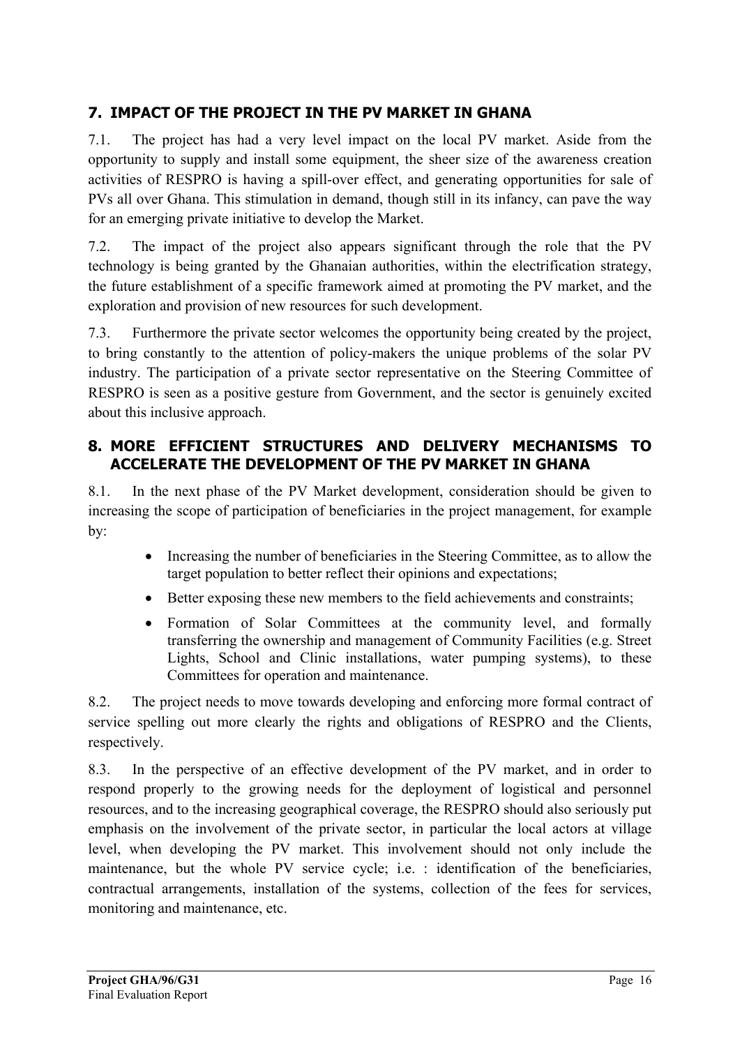## 7. IMPACT OF THE PROJECT IN THE PV MARKET IN GHANA

7.1. The project has had a very level impact on the local PV market. Aside from the opportunity to supply and install some equipment, the sheer size of the awareness creation activities of RESPRO is having a spill-over effect, and generating opportunities for sale of PVs all over Ghana. This stimulation in demand, though still in its infancy, can pave the way for an emerging private initiative to develop the Market.

7.2. The impact of the project also appears significant through the role that the PV technology is being granted by the Ghanaian authorities, within the electrification strategy, the future establishment of a specific framework aimed at promoting the PV market, and the exploration and provision of new resources for such development.

7.3. Furthermore the private sector welcomes the opportunity being created by the project, to bring constantly to the attention of policy-makers the unique problems of the solar PV industry. The participation of a private sector representative on the Steering Committee of RESPRO is seen as a positive gesture from Government, and the sector is genuinely excited about this inclusive approach.

## 8. MORE EFFICIENT STRUCTURES AND DELIVERY MECHANISMS TO ACCELERATE THE DEVELOPMENT OF THE PV MARKET IN GHANA

8.1. In the next phase of the PV Market development, consideration should be given to increasing the scope of participation of beneficiaries in the project management, for example by:

- Increasing the number of beneficiaries in the Steering Committee, as to allow the target population to better reflect their opinions and expectations;
- Better exposing these new members to the field achievements and constraints;
- Formation of Solar Committees at the community level, and formally transferring the ownership and management of Community Facilities (e.g. Street Lights, School and Clinic installations, water pumping systems), to these Committees for operation and maintenance.

8.2. The project needs to move towards developing and enforcing more formal contract of service spelling out more clearly the rights and obligations of RESPRO and the Clients, respectively.

8.3. In the perspective of an effective development of the PV market, and in order to respond properly to the growing needs for the deployment of logistical and personnel resources, and to the increasing geographical coverage, the RESPRO should also seriously put emphasis on the involvement of the private sector, in particular the local actors at village level, when developing the PV market. This involvement should not only include the maintenance, but the whole PV service cycle; i.e. : identification of the beneficiaries, contractual arrangements, installation of the systems, collection of the fees for services, monitoring and maintenance, etc.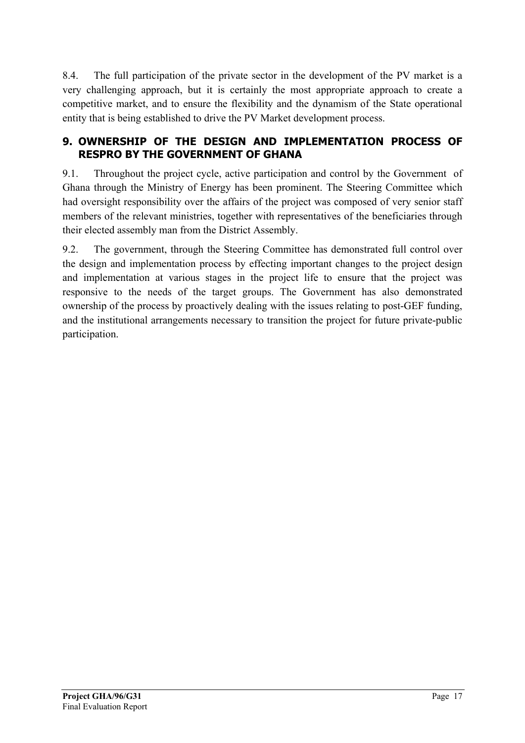8.4. The full participation of the private sector in the development of the PV market is a very challenging approach, but it is certainly the most appropriate approach to create a competitive market, and to ensure the flexibility and the dynamism of the State operational entity that is being established to drive the PV Market development process.

## 9. OWNERSHIP OF THE DESIGN AND IMPLEMENTATION PROCESS OF RESPRO BY THE GOVERNMENT OF GHANA

9.1. Throughout the project cycle, active participation and control by the Government of Ghana through the Ministry of Energy has been prominent. The Steering Committee which had oversight responsibility over the affairs of the project was composed of very senior staff members of the relevant ministries, together with representatives of the beneficiaries through their elected assembly man from the District Assembly.

9.2. The government, through the Steering Committee has demonstrated full control over the design and implementation process by effecting important changes to the project design and implementation at various stages in the project life to ensure that the project was responsive to the needs of the target groups. The Government has also demonstrated ownership of the process by proactively dealing with the issues relating to post-GEF funding, and the institutional arrangements necessary to transition the project for future private-public participation.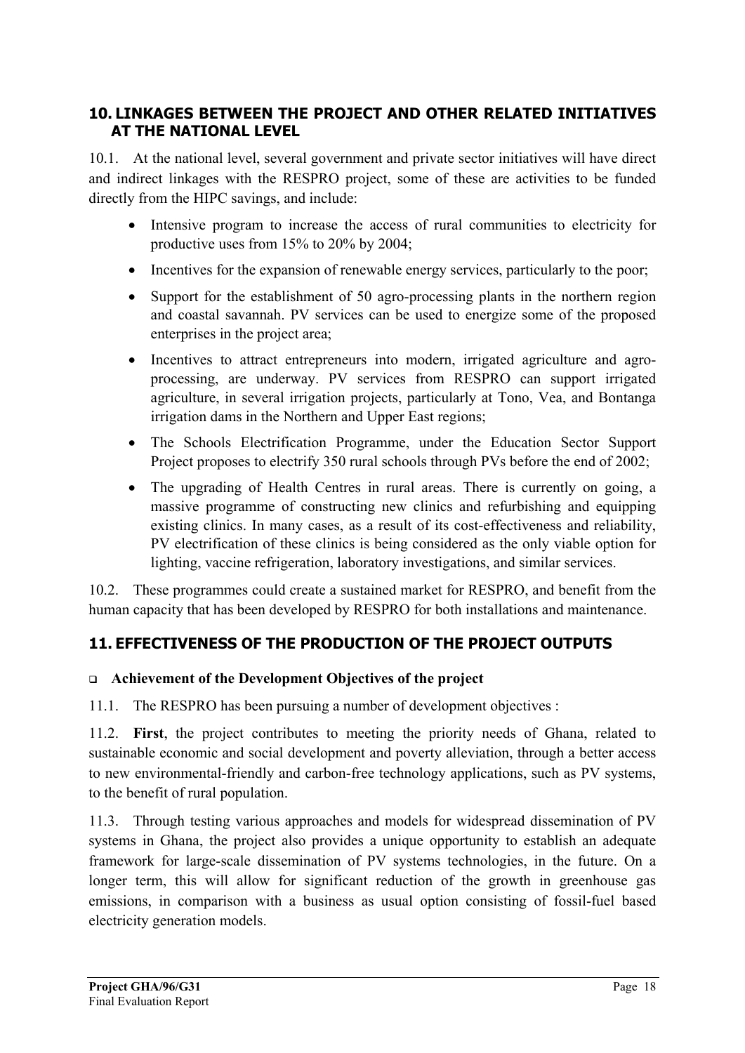## 10. LINKAGES BETWEEN THE PROJECT AND OTHER RELATED INITIATIVES AT THE NATIONAL LEVEL

10.1. At the national level, several government and private sector initiatives will have direct and indirect linkages with the RESPRO project, some of these are activities to be funded directly from the HIPC savings, and include:

- Intensive program to increase the access of rural communities to electricity for productive uses from 15% to 20% by 2004;
- Incentives for the expansion of renewable energy services, particularly to the poor;
- Support for the establishment of 50 agro-processing plants in the northern region and coastal savannah. PV services can be used to energize some of the proposed enterprises in the project area;
- Incentives to attract entrepreneurs into modern, irrigated agriculture and agro-processing, are underway. PV services from RESPRO can support irrigated agriculture, in several irrigation projects, particularly at Tono, Vea, and Bontanga irrigation dams in the Northern and Upper East regions;
- The Schools Electrification Programme, under the Education Sector Support Project proposes to electrify 350 rural schools through PVs before the end of 2002;
- The upgrading of Health Centres in rural areas. There is currently on going, a massive programme of constructing new clinics and refurbishing and equipping existing clinics. In many cases, as a result of its cost-effectiveness and reliability, PV electrification of these clinics is being considered as the only viable option for lighting, vaccine refrigeration, laboratory investigations, and similar services.

10.2. These programmes could create a sustained market for RESPRO, and benefit from the human capacity that has been developed by RESPRO for both installations and maintenance.

## 11. EFFECTIVENESS OF THE PRODUCTION OF THE PROJECT OUTPUTS

- **Achievement of the Development Objectives of the project**

11.1. The RESPRO has been pursuing a number of development objectives :

11.2. **First**, the project contributes to meeting the priority needs of Ghana, related to sustainable economic and social development and poverty alleviation, through a better access to new environmental-friendly and carbon-free technology applications, such as PV systems, to the benefit of rural population.

11.3. Through testing various approaches and models for widespread dissemination of PV systems in Ghana, the project also provides a unique opportunity to establish an adequate framework for large-scale dissemination of PV systems technologies, in the future. On a longer term, this will allow for significant reduction of the growth in greenhouse gas emissions, in comparison with a business as usual option consisting of fossil-fuel based electricity generation models.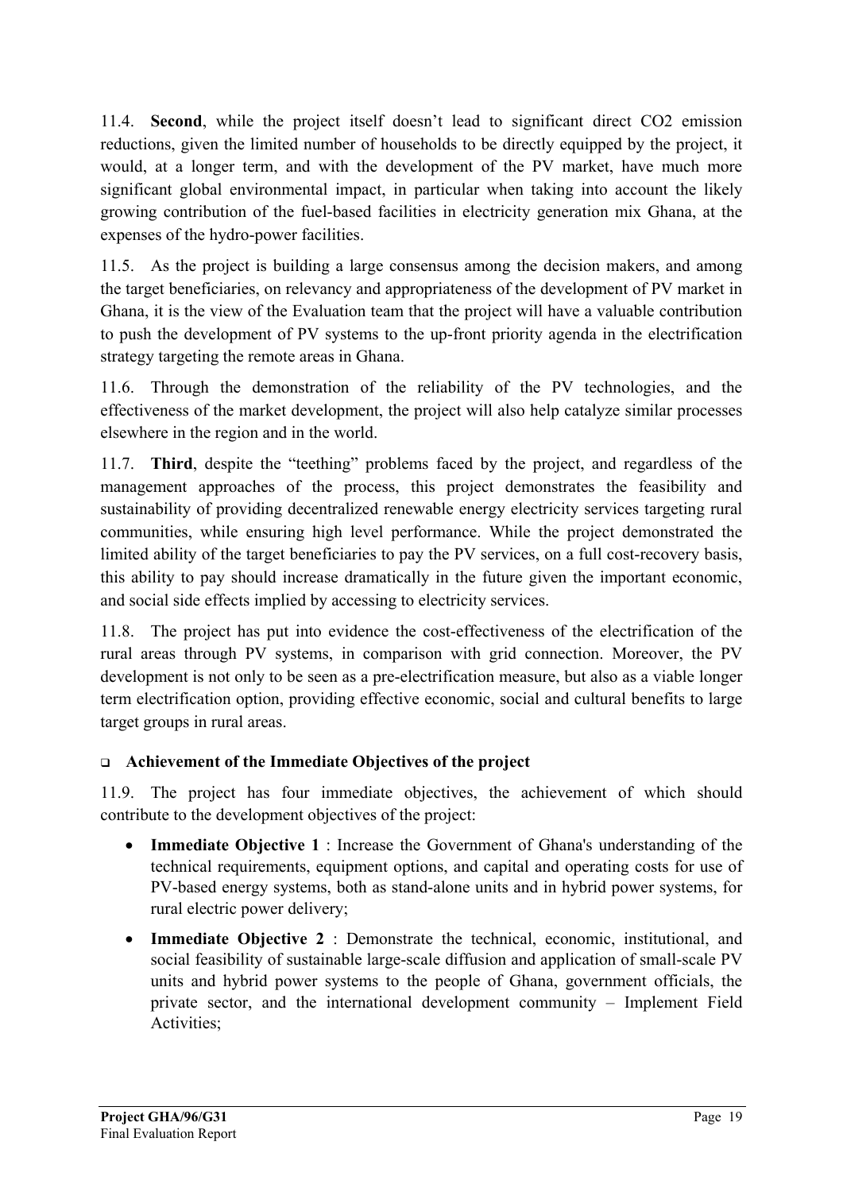11.4. **Second**, while the project itself doesn't lead to significant direct $CO_2$ emission reductions, given the limited number of households to be directly equipped by the project, it would, at a longer term, and with the development of the PV market, have much more significant global environmental impact, in particular when taking into account the likely growing contribution of the fuel-based facilities in electricity generation mix Ghana, at the expenses of the hydro-power facilities.

11.5. As the project is building a large consensus among the decision makers, and among the target beneficiaries, on relevancy and appropriateness of the development of PV market in Ghana, it is the view of the Evaluation team that the project will have a valuable contribution to push the development of PV systems to the up-front priority agenda in the electrification strategy targeting the remote areas in Ghana.

11.6. Through the demonstration of the reliability of the PV technologies, and the effectiveness of the market development, the project will also help catalyze similar processes elsewhere in the region and in the world.

11.7. **Third**, despite the "teething" problems faced by the project, and regardless of the management approaches of the process, this project demonstrates the feasibility and sustainability of providing decentralized renewable energy electricity services targeting rural communities, while ensuring high level performance. While the project demonstrated the limited ability of the target beneficiaries to pay the PV services, on a full cost-recovery basis, this ability to pay should increase dramatically in the future given the important economic, and social side effects implied by accessing to electricity services.

11.8. The project has put into evidence the cost-effectiveness of the electrification of the rural areas through PV systems, in comparison with grid connection. Moreover, the PV development is not only to be seen as a pre-electrification measure, but also as a viable longer term electrification option, providing effective economic, social and cultural benefits to large target groups in rural areas.

- **Achievement of the Immediate Objectives of the project**

11.9. The project has four immediate objectives, the achievement of which should contribute to the development objectives of the project:

- **Immediate Objective 1** : Increase the Government of Ghana's understanding of the technical requirements, equipment options, and capital and operating costs for use of PV-based energy systems, both as stand-alone units and in hybrid power systems, for rural electric power delivery;
- **Immediate Objective 2** : Demonstrate the technical, economic, institutional, and social feasibility of sustainable large-scale diffusion and application of small-scale PV units and hybrid power systems to the people of Ghana, government officials, the private sector, and the international development community – Implement Field Activities;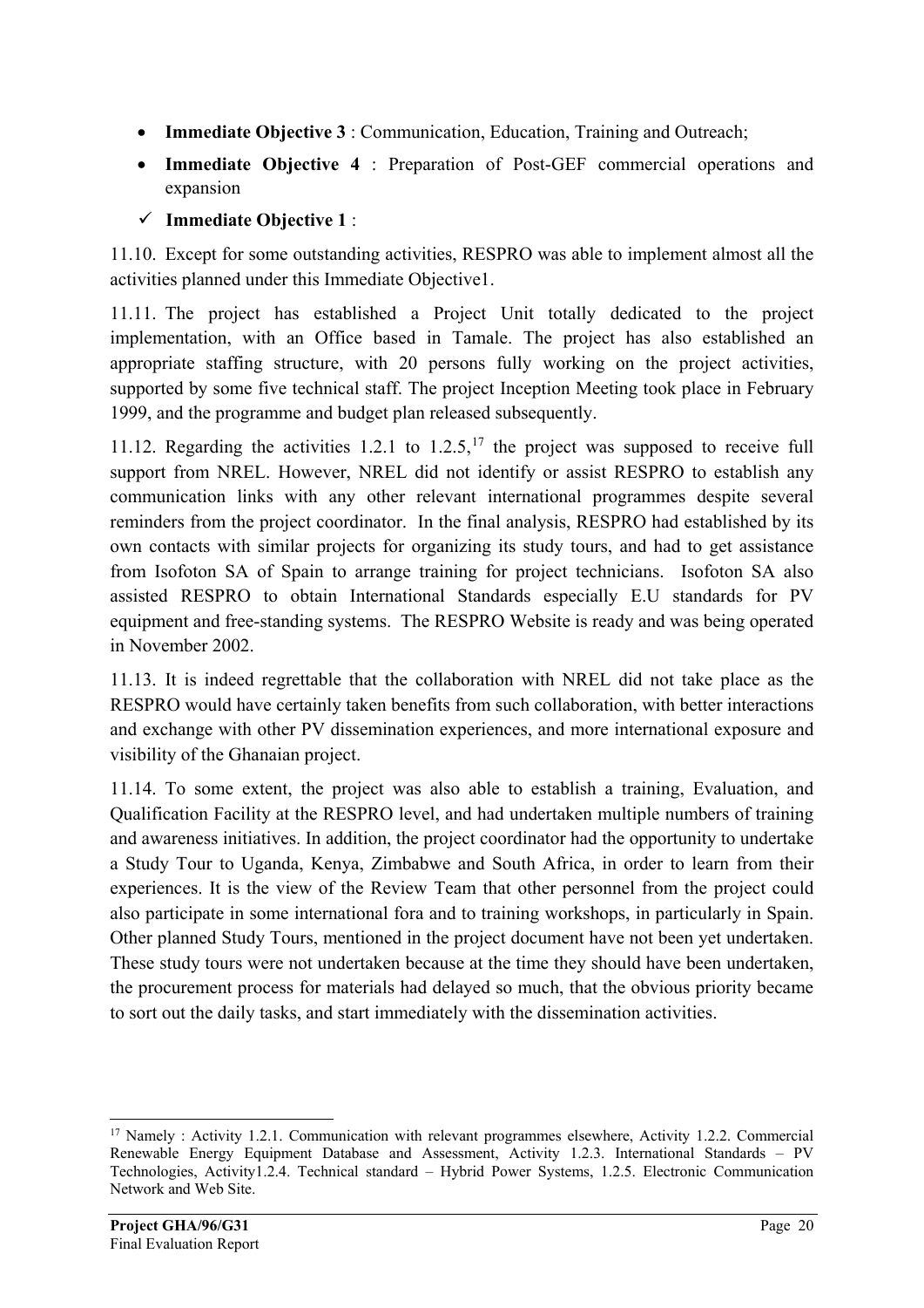- **Immediate Objective 3** : Communication, Education, Training and Outreach;
- **Immediate Objective 4** : Preparation of Post-GEF commercial operations and expansion

✓ **Immediate Objective 1** :

11.10. Except for some outstanding activities, RESPRO was able to implement almost all the activities planned under this Immediate Objective1.

11.11. The project has established a Project Unit totally dedicated to the project implementation, with an Office based in Tamale. The project has also established an appropriate staffing structure, with 20 persons fully working on the project activities, supported by some five technical staff. The project Inception Meeting took place in February 1999, and the programme and budget plan released subsequently.

11.12. Regarding the activities 1.2.1 to 1.2.5,[17] the project was supposed to receive full support from NREL. However, NREL did not identify or assist RESPRO to establish any communication links with any other relevant international programmes despite several reminders from the project coordinator. In the final analysis, RESPRO had established by its own contacts with similar projects for organizing its study tours, and had to get assistance from Isofoton SA of Spain to arrange training for project technicians. Isofoton SA also assisted RESPRO to obtain International Standards especially E.U standards for PV equipment and free-standing systems. The RESPRO Website is ready and was being operated in November 2002.

11.13. It is indeed regrettable that the collaboration with NREL did not take place as the RESPRO would have certainly taken benefits from such collaboration, with better interactions and exchange with other PV dissemination experiences, and more international exposure and visibility of the Ghanaian project.

11.14. To some extent, the project was also able to establish a training, Evaluation, and Qualification Facility at the RESPRO level, and had undertaken multiple numbers of training and awareness initiatives. In addition, the project coordinator had the opportunity to undertake a Study Tour to Uganda, Kenya, Zimbabwe and South Africa, in order to learn from their experiences. It is the view of the Review Team that other personnel from the project could also participate in some international fora and to training workshops, in particularly in Spain. Other planned Study Tours, mentioned in the project document have not been yet undertaken. These study tours were not undertaken because at the time they should have been undertaken, the procurement process for materials had delayed so much, that the obvious priority became to sort out the daily tasks, and start immediately with the dissemination activities.

---

[17] Namely : Activity 1.2.1. Communication with relevant programmes elsewhere, Activity 1.2.2. Commercial Renewable Energy Equipment Database and Assessment, Activity 1.2.3. International Standards – PV Technologies, Activity1.2.4. Technical standard – Hybrid Power Systems, 1.2.5. Electronic Communication Network and Web Site.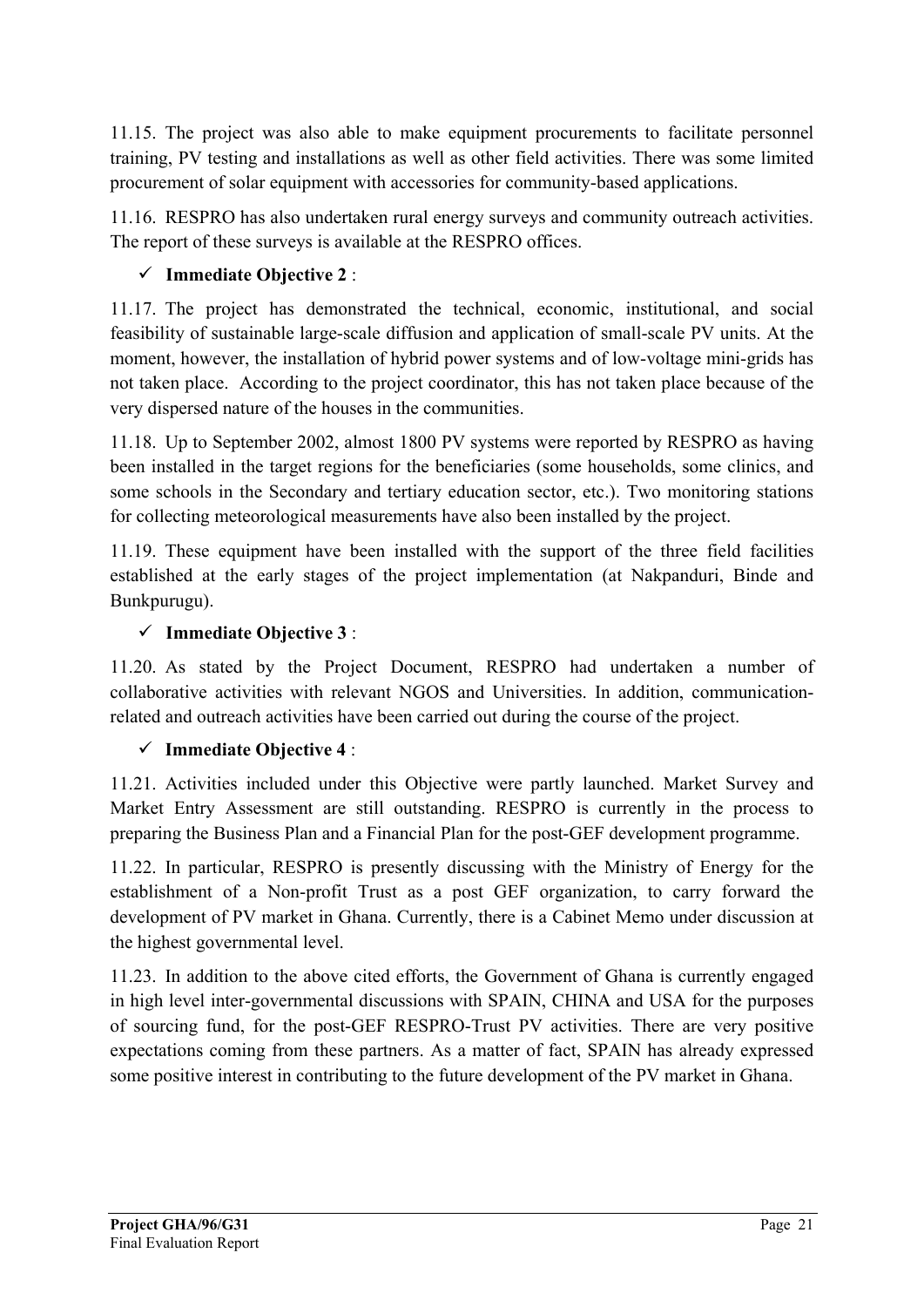11.15. The project was also able to make equipment procurements to facilitate personnel training, PV testing and installations as well as other field activities. There was some limited procurement of solar equipment with accessories for community-based applications.

11.16. RESPRO has also undertaken rural energy surveys and community outreach activities. The report of these surveys is available at the RESPRO offices.

- ✓ **Immediate Objective 2** :

11.17. The project has demonstrated the technical, economic, institutional, and social feasibility of sustainable large-scale diffusion and application of small-scale PV units. At the moment, however, the installation of hybrid power systems and of low-voltage mini-grids has not taken place. According to the project coordinator, this has not taken place because of the very dispersed nature of the houses in the communities.

11.18. Up to September 2002, almost 1800 PV systems were reported by RESPRO as having been installed in the target regions for the beneficiaries (some households, some clinics, and some schools in the Secondary and tertiary education sector, etc.). Two monitoring stations for collecting meteorological measurements have also been installed by the project.

11.19. These equipment have been installed with the support of the three field facilities established at the early stages of the project implementation (at Nakpanduri, Binde and Bunkpurugu).

- ✓ **Immediate Objective 3** :

11.20. As stated by the Project Document, RESPRO had undertaken a number of collaborative activities with relevant NGOS and Universities. In addition, communication-related and outreach activities have been carried out during the course of the project.

- ✓ **Immediate Objective 4** :

11.21. Activities included under this Objective were partly launched. Market Survey and Market Entry Assessment are still outstanding. RESPRO is currently in the process to preparing the Business Plan and a Financial Plan for the post-GEF development programme.

11.22. In particular, RESPRO is presently discussing with the Ministry of Energy for the establishment of a Non-profit Trust as a post GEF organization, to carry forward the development of PV market in Ghana. Currently, there is a Cabinet Memo under discussion at the highest governmental level.

11.23. In addition to the above cited efforts, the Government of Ghana is currently engaged in high level inter-governmental discussions with SPAIN, CHINA and USA for the purposes of sourcing fund, for the post-GEF RESPRO-Trust PV activities. There are very positive expectations coming from these partners. As a matter of fact, SPAIN has already expressed some positive interest in contributing to the future development of the PV market in Ghana.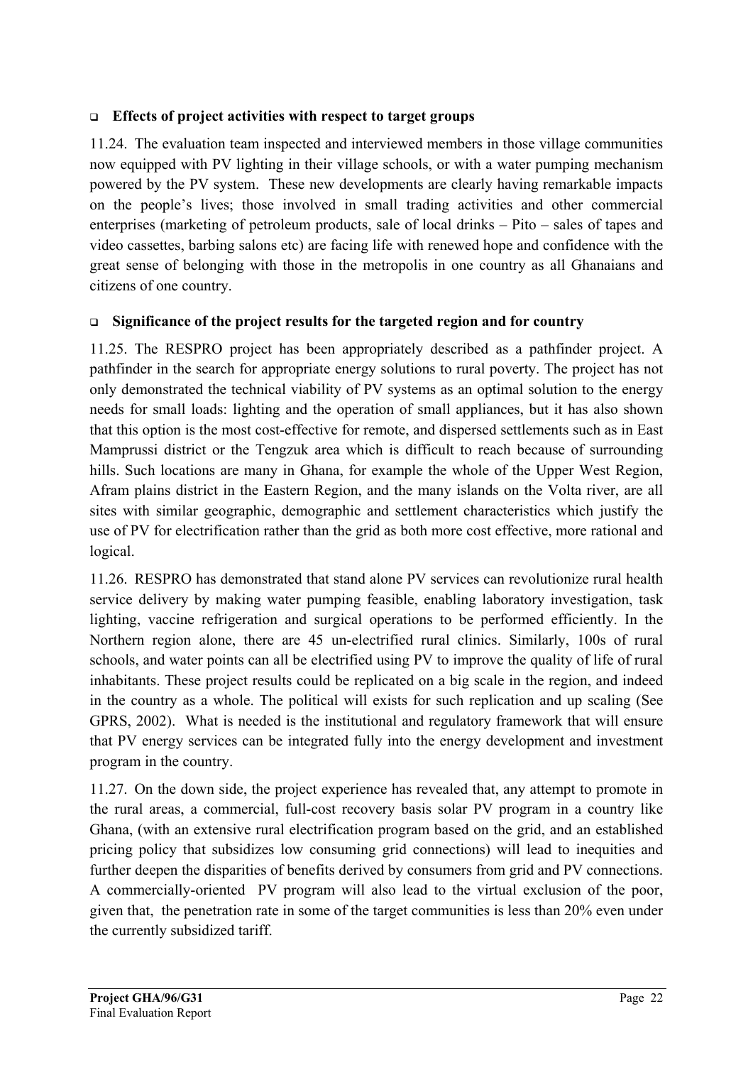- **Effects of project activities with respect to target groups**

11.24. The evaluation team inspected and interviewed members in those village communities now equipped with PV lighting in their village schools, or with a water pumping mechanism powered by the PV system. These new developments are clearly having remarkable impacts on the people's lives; those involved in small trading activities and other commercial enterprises (marketing of petroleum products, sale of local drinks – Pito – sales of tapes and video cassettes, barbing salons etc) are facing life with renewed hope and confidence with the great sense of belonging with those in the metropolis in one country as all Ghanaians and citizens of one country.

- **Significance of the project results for the targeted region and for country**

11.25. The RESPRO project has been appropriately described as a pathfinder project. A pathfinder in the search for appropriate energy solutions to rural poverty. The project has not only demonstrated the technical viability of PV systems as an optimal solution to the energy needs for small loads: lighting and the operation of small appliances, but it has also shown that this option is the most cost-effective for remote, and dispersed settlements such as in East Mamprussi district or the Tengzuk area which is difficult to reach because of surrounding hills. Such locations are many in Ghana, for example the whole of the Upper West Region, Afram plains district in the Eastern Region, and the many islands on the Volta river, are all sites with similar geographic, demographic and settlement characteristics which justify the use of PV for electrification rather than the grid as both more cost effective, more rational and logical.

11.26. RESPRO has demonstrated that stand alone PV services can revolutionize rural health service delivery by making water pumping feasible, enabling laboratory investigation, task lighting, vaccine refrigeration and surgical operations to be performed efficiently. In the Northern region alone, there are 45 un-electrified rural clinics. Similarly, 100s of rural schools, and water points can all be electrified using PV to improve the quality of life of rural inhabitants. These project results could be replicated on a big scale in the region, and indeed in the country as a whole. The political will exists for such replication and up scaling (See GPRS, 2002). What is needed is the institutional and regulatory framework that will ensure that PV energy services can be integrated fully into the energy development and investment program in the country.

11.27. On the down side, the project experience has revealed that, any attempt to promote in the rural areas, a commercial, full-cost recovery basis solar PV program in a country like Ghana, (with an extensive rural electrification program based on the grid, and an established pricing policy that subsidizes low consuming grid connections) will lead to inequities and further deepen the disparities of benefits derived by consumers from grid and PV connections. A commercially-oriented PV program will also lead to the virtual exclusion of the poor, given that, the penetration rate in some of the target communities is less than 20% even under the currently subsidized tariff.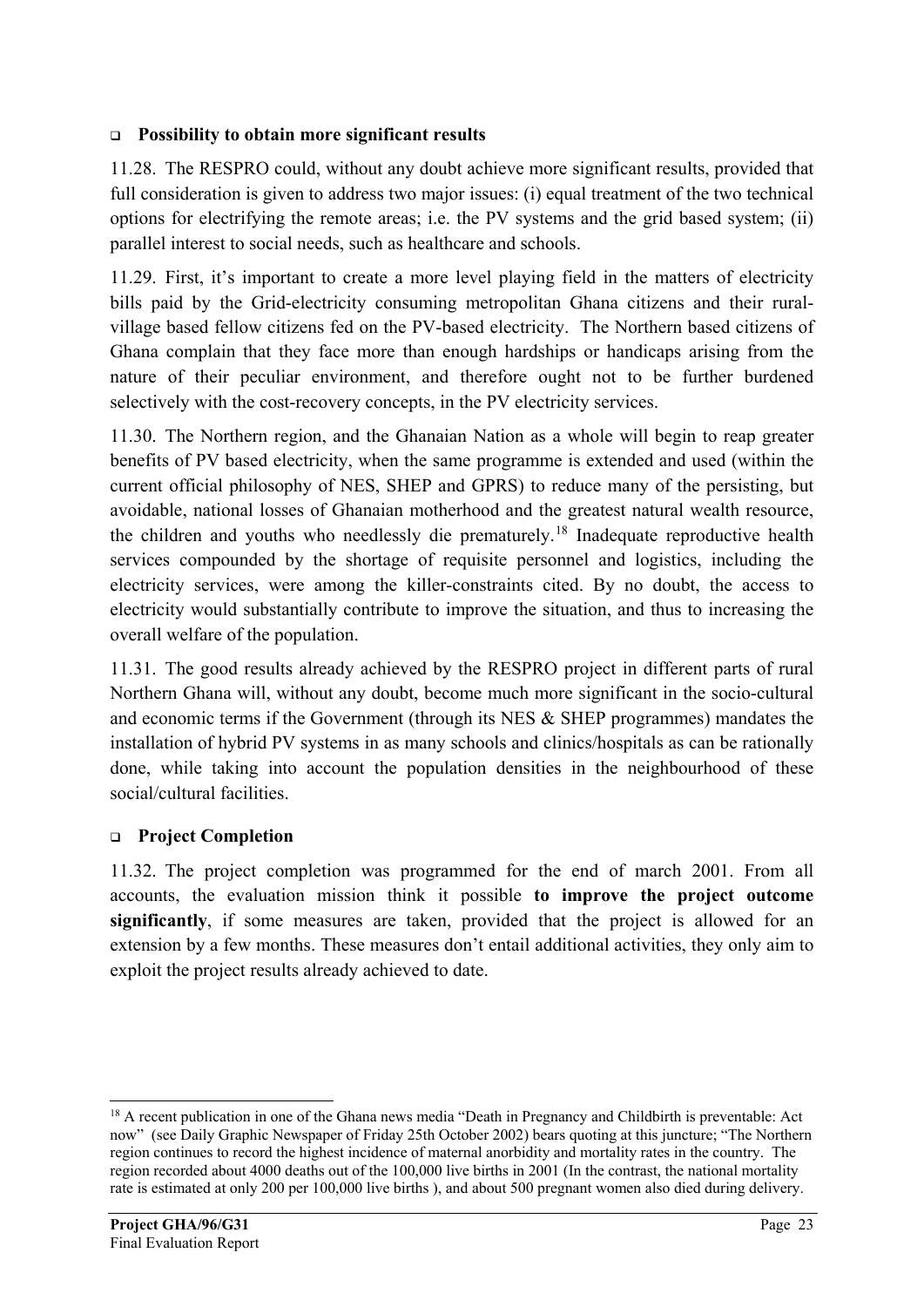- **Possibility to obtain more significant results**

11.28. The RESPRO could, without any doubt achieve more significant results, provided that full consideration is given to address two major issues: (i) equal treatment of the two technical options for electrifying the remote areas; i.e. the PV systems and the grid based system; (ii) parallel interest to social needs, such as healthcare and schools.

11.29. First, it's important to create a more level playing field in the matters of electricity bills paid by the Grid-electricity consuming metropolitan Ghana citizens and their rural-village based fellow citizens fed on the PV-based electricity. The Northern based citizens of Ghana complain that they face more than enough hardships or handicaps arising from the nature of their peculiar environment, and therefore ought not to be further burdened selectively with the cost-recovery concepts, in the PV electricity services.

11.30. The Northern region, and the Ghanaian Nation as a whole will begin to reap greater benefits of PV based electricity, when the same programme is extended and used (within the current official philosophy of NES, SHEP and GPRS) to reduce many of the persisting, but avoidable, national losses of Ghanaian motherhood and the greatest natural wealth resource, the children and youths who needlessly die prematurely.[18] Inadequate reproductive health services compounded by the shortage of requisite personnel and logistics, including the electricity services, were among the killer-constraints cited. By no doubt, the access to electricity would substantially contribute to improve the situation, and thus to increasing the overall welfare of the population.

11.31. The good results already achieved by the RESPRO project in different parts of rural Northern Ghana will, without any doubt, become much more significant in the socio-cultural and economic terms if the Government (through its NES & SHEP programmes) mandates the installation of hybrid PV systems in as many schools and clinics/hospitals as can be rationally done, while taking into account the population densities in the neighbourhood of these social/cultural facilities.

- **Project Completion**

11.32. The project completion was programmed for the end of march 2001. From all accounts, the evaluation mission think it possible **to improve the project outcome significantly**, if some measures are taken, provided that the project is allowed for an extension by a few months. These measures don't entail additional activities, they only aim to exploit the project results already achieved to date.

---

[18] A recent publication in one of the Ghana news media "Death in Pregnancy and Childbirth is preventable: Act now" (see Daily Graphic Newspaper of Friday 25th October 2002) bears quoting at this juncture; "The Northern region continues to record the highest incidence of maternal anorbidity and mortality rates in the country. The region recorded about 4000 deaths out of the 100,000 live births in 2001 (In the contrast, the national mortality rate is estimated at only 200 per 100,000 live births ), and about 500 pregnant women also died during delivery.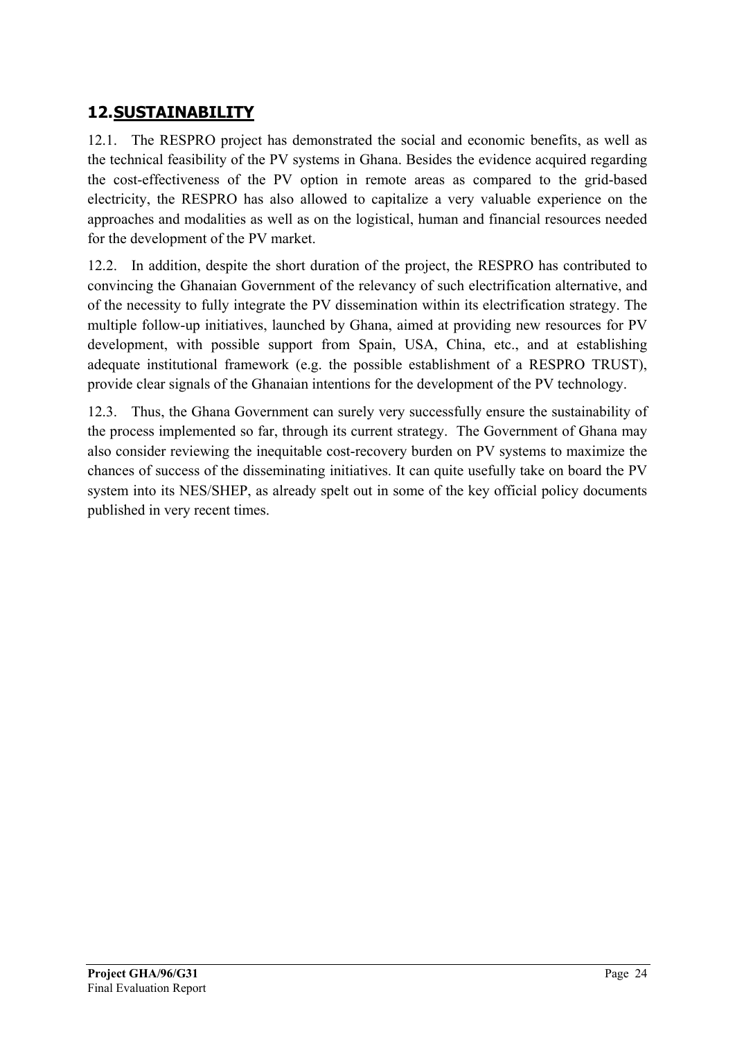## 12. SUSTAINABILITY

12.1. The RESPRO project has demonstrated the social and economic benefits, as well as the technical feasibility of the PV systems in Ghana. Besides the evidence acquired regarding the cost-effectiveness of the PV option in remote areas as compared to the grid-based electricity, the RESPRO has also allowed to capitalize a very valuable experience on the approaches and modalities as well as on the logistical, human and financial resources needed for the development of the PV market.

12.2. In addition, despite the short duration of the project, the RESPRO has contributed to convincing the Ghanaian Government of the relevancy of such electrification alternative, and of the necessity to fully integrate the PV dissemination within its electrification strategy. The multiple follow-up initiatives, launched by Ghana, aimed at providing new resources for PV development, with possible support from Spain, USA, China, etc., and at establishing adequate institutional framework (e.g. the possible establishment of a RESPRO TRUST), provide clear signals of the Ghanaian intentions for the development of the PV technology.

12.3. Thus, the Ghana Government can surely very successfully ensure the sustainability of the process implemented so far, through its current strategy. The Government of Ghana may also consider reviewing the inequitable cost-recovery burden on PV systems to maximize the chances of success of the disseminating initiatives. It can quite usefully take on board the PV system into its NES/SHEP, as already spelt out in some of the key official policy documents published in very recent times.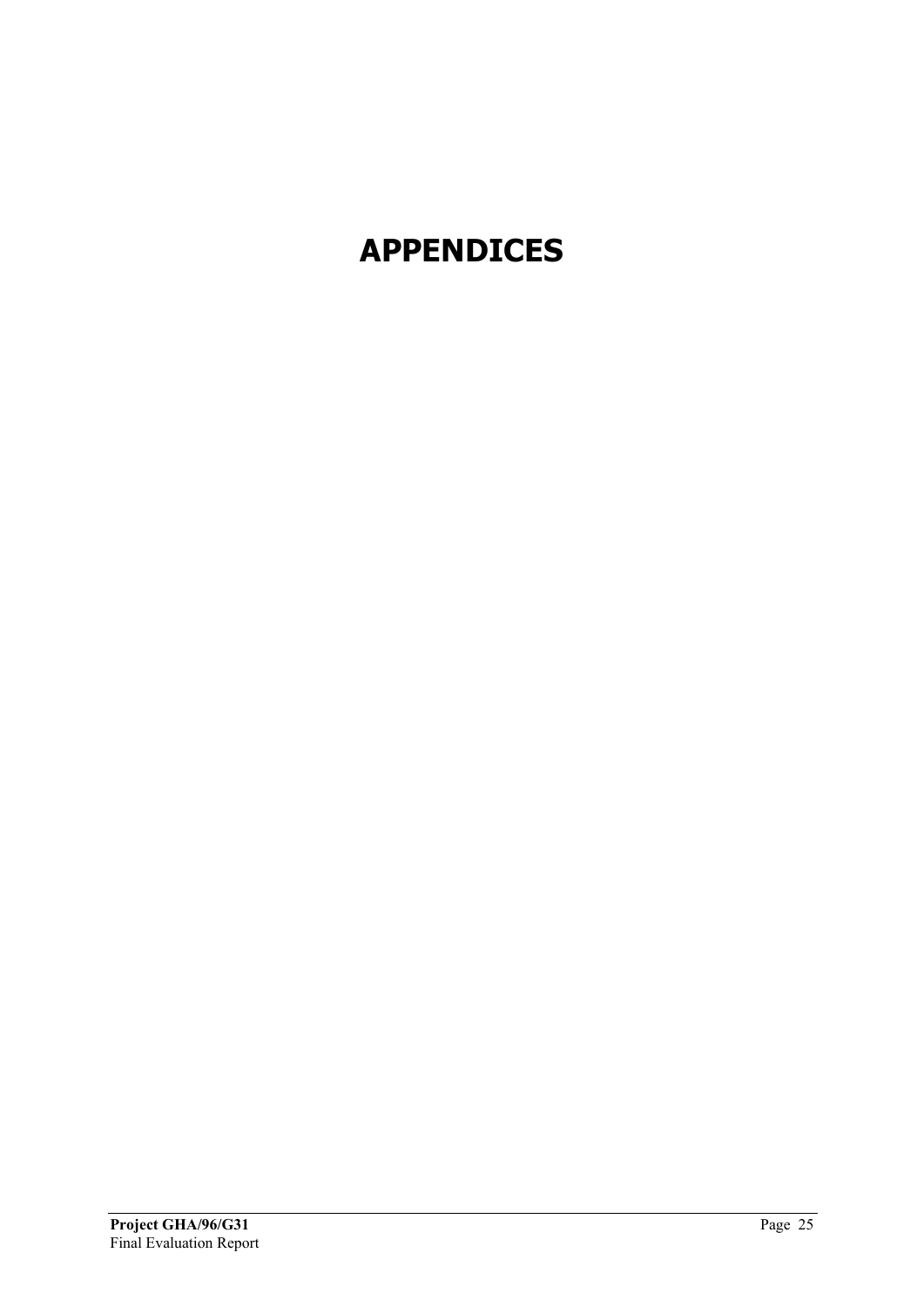# APPENDICES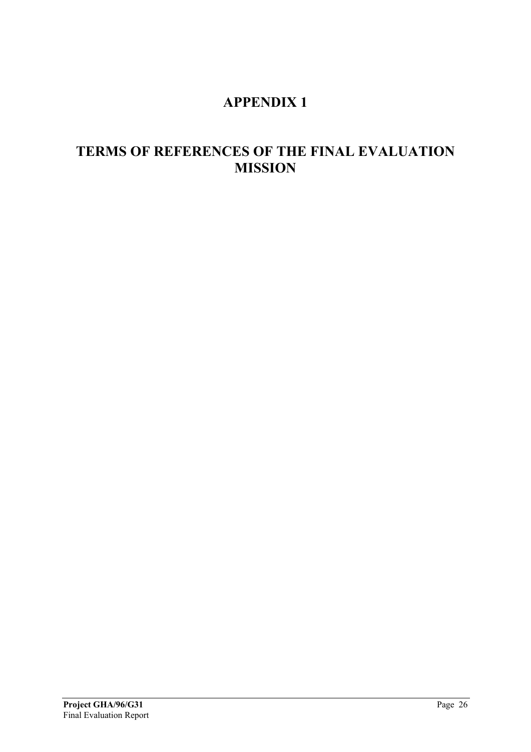# APPENDIX 1

# TERMS OF REFERENCES OF THE FINAL EVALUATION MISSION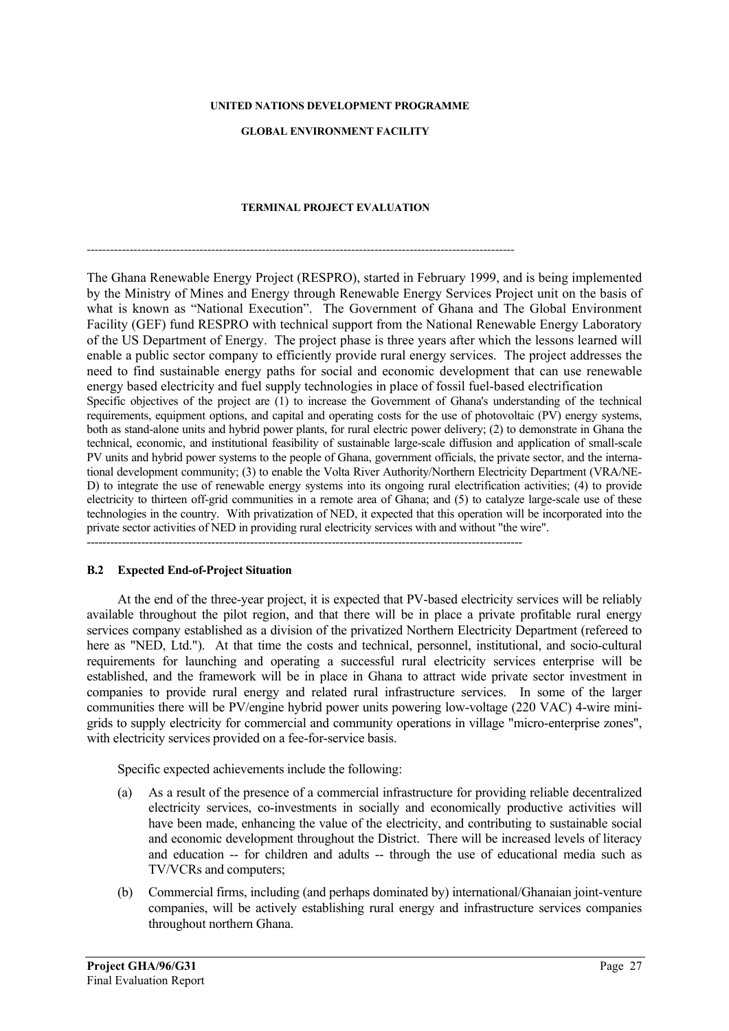**UNITED NATIONS DEVELOPMENT PROGRAMME**

**GLOBAL ENVIRONMENT FACILITY**

**TERMINAL PROJECT EVALUATION**

---

The Ghana Renewable Energy Project (RESPRO), started in February 1999, and is being implemented by the Ministry of Mines and Energy through Renewable Energy Services Project unit on the basis of what is known as "National Execution". The Government of Ghana and The Global Environment Facility (GEF) fund RESPRO with technical support from the National Renewable Energy Laboratory of the US Department of Energy. The project phase is three years after which the lessons learned will enable a public sector company to efficiently provide rural energy services. The project addresses the need to find sustainable energy paths for social and economic development that can use renewable energy based electricity and fuel supply technologies in place of fossil fuel-based electrification
Specific objectives of the project are (1) to increase the Government of Ghana's understanding of the technical requirements, equipment options, and capital and operating costs for the use of photovoltaic (PV) energy systems, both as stand-alone units and hybrid power plants, for rural electric power delivery; (2) to demonstrate in Ghana the technical, economic, and institutional feasibility of sustainable large-scale diffusion and application of small-scale PV units and hybrid power systems to the people of Ghana, government officials, the private sector, and the international development community; (3) to enable the Volta River Authority/Northern Electricity Department (VRA/NED) to integrate the use of renewable energy systems into its ongoing rural electrification activities; (4) to provide electricity to thirteen off-grid communities in a remote area of Ghana; and (5) to catalyze large-scale use of these technologies in the country. With privatization of NED, it expected that this operation will be incorporated into the private sector activities of NED in providing rural electricity services with and without "the wire".

---

### B.2 Expected End-of-Project Situation

At the end of the three-year project, it is expected that PV-based electricity services will be reliably available throughout the pilot region, and that there will be in place a private profitable rural energy services company established as a division of the privatized Northern Electricity Department (refereed to here as "NED, Ltd."). At that time the costs and technical, personnel, institutional, and socio-cultural requirements for launching and operating a successful rural electricity services enterprise will be established, and the framework will be in place in Ghana to attract wide private sector investment in companies to provide rural energy and related rural infrastructure services. In some of the larger communities there will be PV/engine hybrid power units powering low-voltage (220 VAC) 4-wire mini-grids to supply electricity for commercial and community operations in village "micro-enterprise zones", with electricity services provided on a fee-for-service basis.

Specific expected achievements include the following:

(a) As a result of the presence of a commercial infrastructure for providing reliable decentralized electricity services, co-investments in socially and economically productive activities will have been made, enhancing the value of the electricity, and contributing to sustainable social and economic development throughout the District. There will be increased levels of literacy and education -- for children and adults -- through the use of educational media such as TV/VCRs and computers;

(b) Commercial firms, including (and perhaps dominated by) international/Ghanaian joint-venture companies, will be actively establishing rural energy and infrastructure services companies throughout northern Ghana.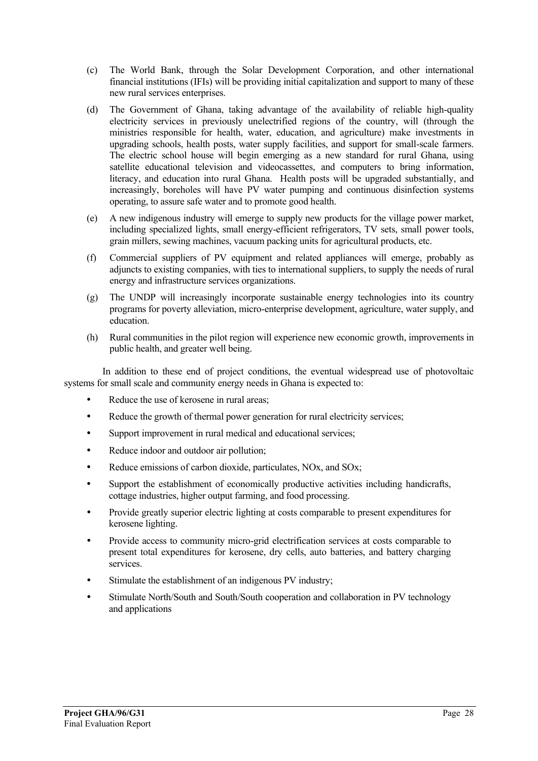(c) The World Bank, through the Solar Development Corporation, and other international financial institutions (IFIs) will be providing initial capitalization and support to many of these new rural services enterprises.

(d) The Government of Ghana, taking advantage of the availability of reliable high-quality electricity services in previously unelectrified regions of the country, will (through the ministries responsible for health, water, education, and agriculture) make investments in upgrading schools, health posts, water supply facilities, and support for small-scale farmers. The electric school house will begin emerging as a new standard for rural Ghana, using satellite educational television and videocassettes, and computers to bring information, literacy, and education into rural Ghana. Health posts will be upgraded substantially, and increasingly, boreholes will have PV water pumping and continuous disinfection systems operating, to assure safe water and to promote good health.

(e) A new indigenous industry will emerge to supply new products for the village power market, including specialized lights, small energy-efficient refrigerators, TV sets, small power tools, grain millers, sewing machines, vacuum packing units for agricultural products, etc.

(f) Commercial suppliers of PV equipment and related appliances will emerge, probably as adjuncts to existing companies, with ties to international suppliers, to supply the needs of rural energy and infrastructure services organizations.

(g) The UNDP will increasingly incorporate sustainable energy technologies into its country programs for poverty alleviation, micro-enterprise development, agriculture, water supply, and education.

(h) Rural communities in the pilot region will experience new economic growth, improvements in public health, and greater well being.

In addition to these end of project conditions, the eventual widespread use of photovoltaic systems for small scale and community energy needs in Ghana is expected to:

- Reduce the use of kerosene in rural areas;
- Reduce the growth of thermal power generation for rural electricity services;
- Support improvement in rural medical and educational services;
- Reduce indoor and outdoor air pollution;
- Reduce emissions of carbon dioxide, particulates, NOx, and SOx;
- Support the establishment of economically productive activities including handicrafts, cottage industries, higher output farming, and food processing.
- Provide greatly superior electric lighting at costs comparable to present expenditures for kerosene lighting.
- Provide access to community micro-grid electrification services at costs comparable to present total expenditures for kerosene, dry cells, auto batteries, and battery charging services.
- Stimulate the establishment of an indigenous PV industry;
- Stimulate North/South and South/South cooperation and collaboration in PV technology and applications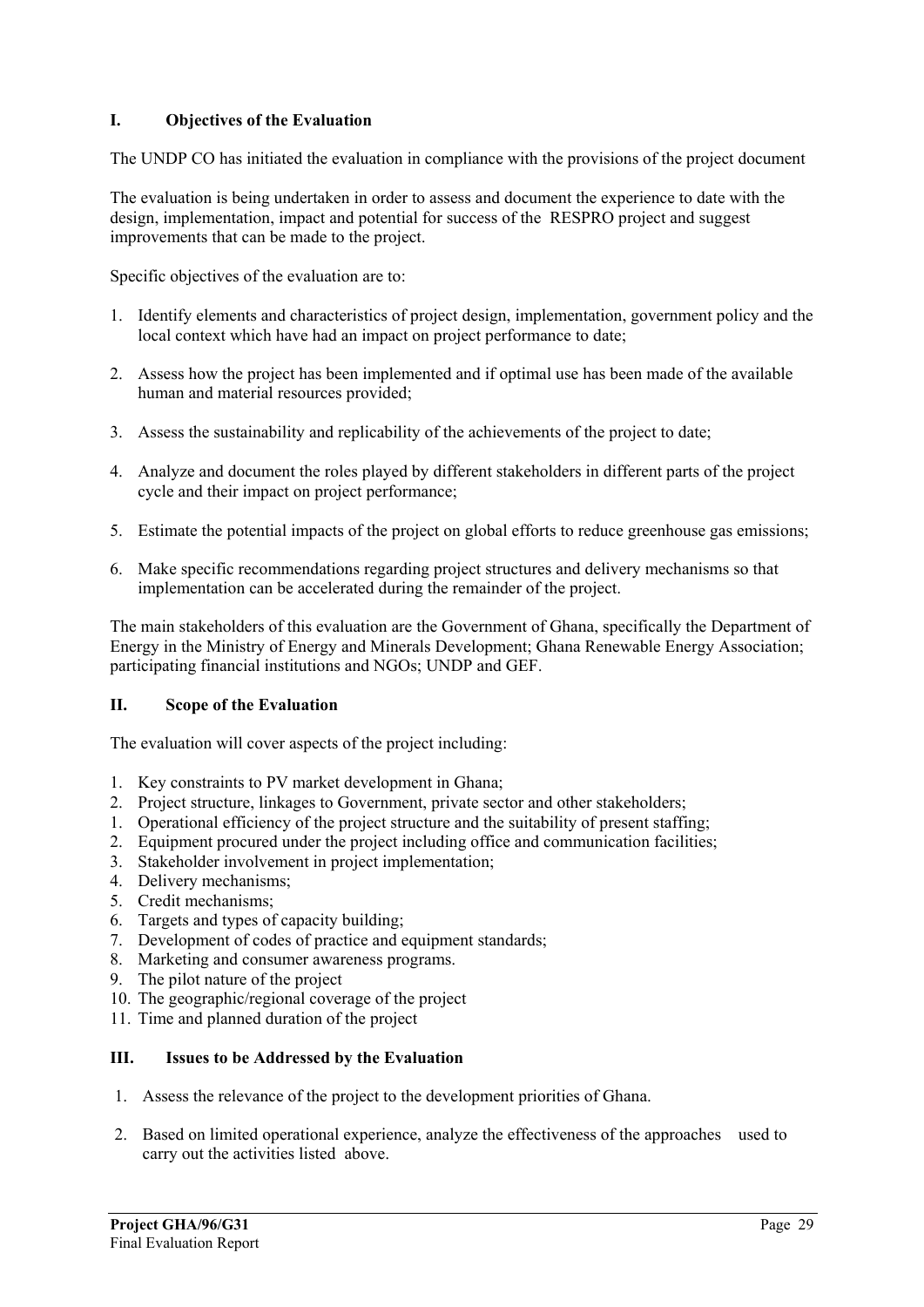## I. Objectives of the Evaluation

The UNDP CO has initiated the evaluation in compliance with the provisions of the project document

The evaluation is being undertaken in order to assess and document the experience to date with the design, implementation, impact and potential for success of the RESPRO project and suggest improvements that can be made to the project.

Specific objectives of the evaluation are to:

1. Identify elements and characteristics of project design, implementation, government policy and the local context which have had an impact on project performance to date;

2. Assess how the project has been implemented and if optimal use has been made of the available human and material resources provided;

3. Assess the sustainability and replicability of the achievements of the project to date;

4. Analyze and document the roles played by different stakeholders in different parts of the project cycle and their impact on project performance;

5. Estimate the potential impacts of the project on global efforts to reduce greenhouse gas emissions;

6. Make specific recommendations regarding project structures and delivery mechanisms so that implementation can be accelerated during the remainder of the project.

The main stakeholders of this evaluation are the Government of Ghana, specifically the Department of Energy in the Ministry of Energy and Minerals Development; Ghana Renewable Energy Association; participating financial institutions and NGOs; UNDP and GEF.

## II. Scope of the Evaluation

The evaluation will cover aspects of the project including:

1. Key constraints to PV market development in Ghana;
2. Project structure, linkages to Government, private sector and other stakeholders;
1. Operational efficiency of the project structure and the suitability of present staffing;
2. Equipment procured under the project including office and communication facilities;
3. Stakeholder involvement in project implementation;
4. Delivery mechanisms;
5. Credit mechanisms;
6. Targets and types of capacity building;
7. Development of codes of practice and equipment standards;
8. Marketing and consumer awareness programs.
9. The pilot nature of the project
10. The geographic/regional coverage of the project
11. Time and planned duration of the project

## III. Issues to be Addressed by the Evaluation

1. Assess the relevance of the project to the development priorities of Ghana.

2. Based on limited operational experience, analyze the effectiveness of the approaches used to carry out the activities listed above.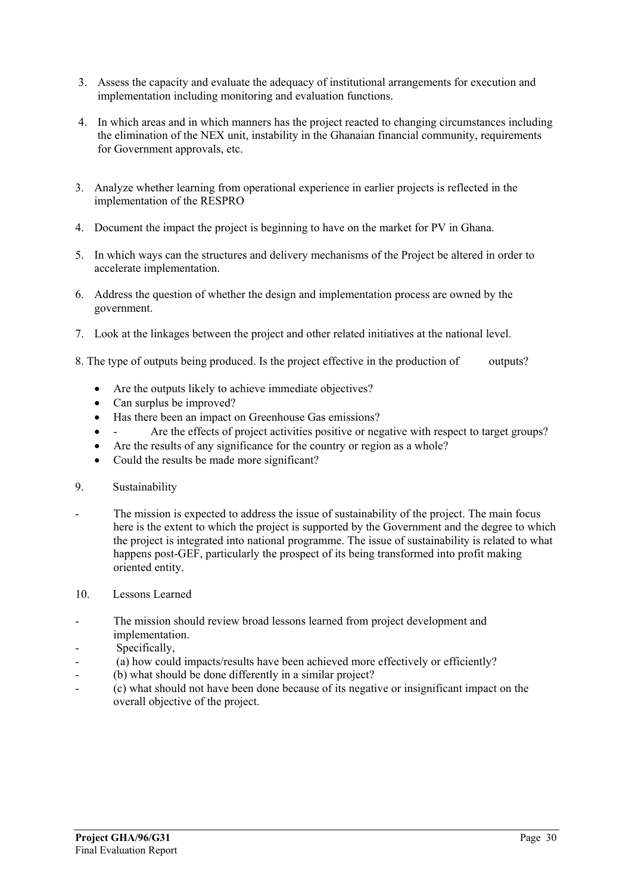3. Assess the capacity and evaluate the adequacy of institutional arrangements for execution and implementation including monitoring and evaluation functions.

4. In which areas and in which manners has the project reacted to changing circumstances including the elimination of the NEX unit, instability in the Ghanaian financial community, requirements for Government approvals, etc.

3. Analyze whether learning from operational experience in earlier projects is reflected in the implementation of the RESPRO

4. Document the impact the project is beginning to have on the market for PV in Ghana.

5. In which ways can the structures and delivery mechanisms of the Project be altered in order to accelerate implementation.

6. Address the question of whether the design and implementation process are owned by the government.

7. Look at the linkages between the project and other related initiatives at the national level.

8. The type of outputs being produced. Is the project effective in the production of outputs?

   - Are the outputs likely to achieve immediate objectives?
   - Can surplus be improved?
   - Has there been an impact on Greenhouse Gas emissions?
   - - Are the effects of project activities positive or negative with respect to target groups?
   - Are the results of any significance for the country or region as a whole?
   - Could the results be made more significant?

9. Sustainability

- The mission is expected to address the issue of sustainability of the project. The main focus here is the extent to which the project is supported by the Government and the degree to which the project is integrated into national programme. The issue of sustainability is related to what happens post-GEF, particularly the prospect of its being transformed into profit making oriented entity.

10. Lessons Learned

- The mission should review broad lessons learned from project development and implementation.
- Specifically,
- (a) how could impacts/results have been achieved more effectively or efficiently?
- (b) what should be done differently in a similar project?
- (c) what should not have been done because of its negative or insignificant impact on the overall objective of the project.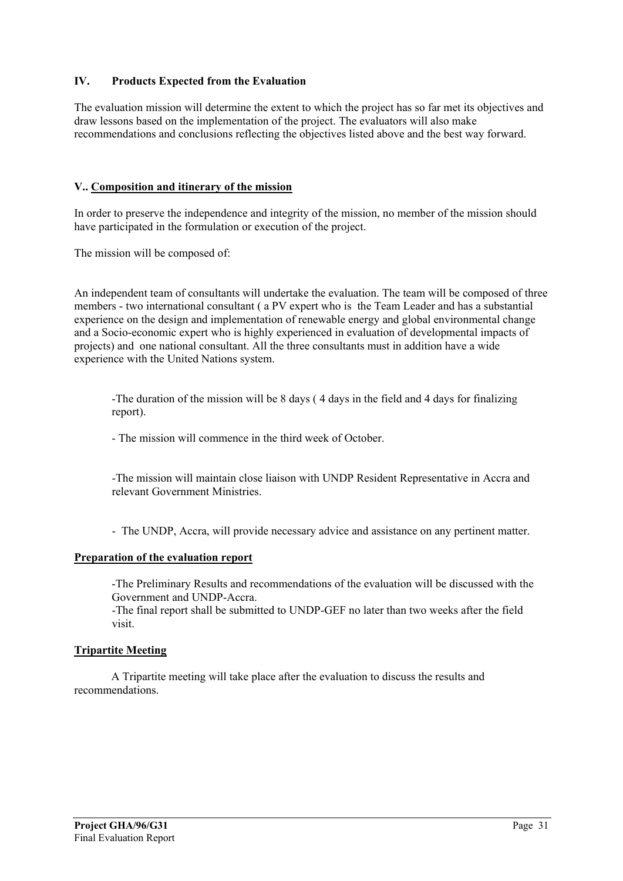## IV. Products Expected from the Evaluation

The evaluation mission will determine the extent to which the project has so far met its objectives and draw lessons based on the implementation of the project. The evaluators will also make recommendations and conclusions reflecting the objectives listed above and the best way forward.

## V.. Composition and itinerary of the mission

In order to preserve the independence and integrity of the mission, no member of the mission should have participated in the formulation or execution of the project.

The mission will be composed of:

An independent team of consultants will undertake the evaluation. The team will be composed of three members - two international consultant ( a PV expert who is the Team Leader and has a substantial experience on the design and implementation of renewable energy and global environmental change and a Socio-economic expert who is highly experienced in evaluation of developmental impacts of projects) and one national consultant. All the three consultants must in addition have a wide experience with the United Nations system.

-The duration of the mission will be 8 days ( 4 days in the field and 4 days for finalizing report).

- The mission will commence in the third week of October.

-The mission will maintain close liaison with UNDP Resident Representative in Accra and relevant Government Ministries.

- The UNDP, Accra, will provide necessary advice and assistance on any pertinent matter.

### Preparation of the evaluation report

-The Preliminary Results and recommendations of the evaluation will be discussed with the Government and UNDP-Accra.
-The final report shall be submitted to UNDP-GEF no later than two weeks after the field visit.

### Tripartite Meeting

A Tripartite meeting will take place after the evaluation to discuss the results and recommendations.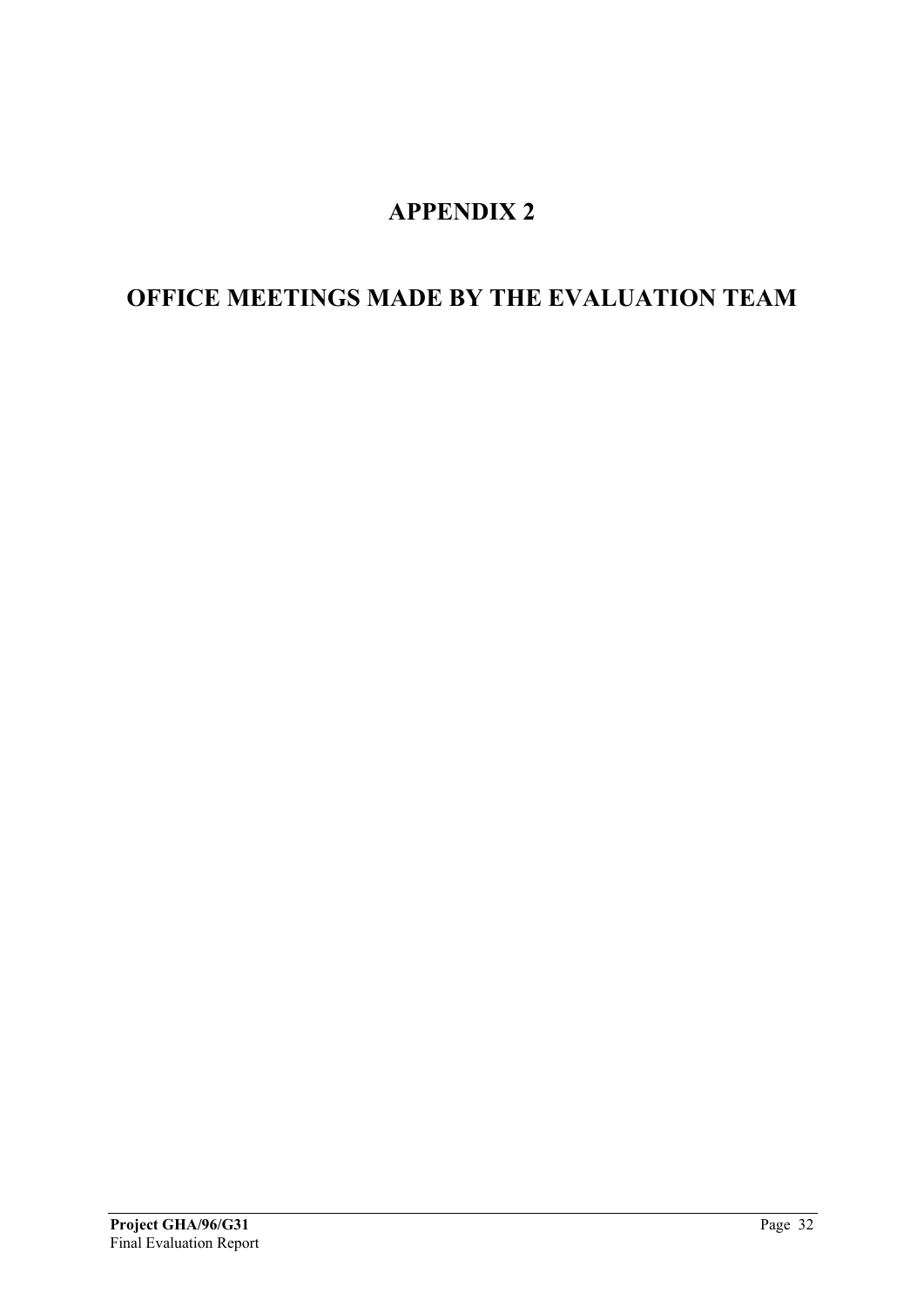# APPENDIX 2

# OFFICE MEETINGS MADE BY THE EVALUATION TEAM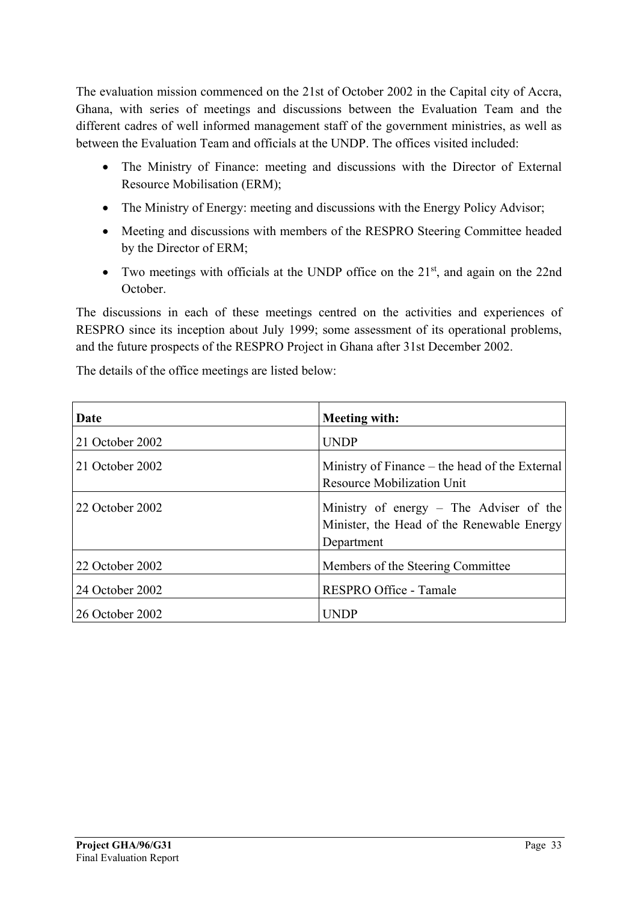The evaluation mission commenced on the 21st of October 2002 in the Capital city of Accra, Ghana, with series of meetings and discussions between the Evaluation Team and the different cadres of well informed management staff of the government ministries, as well as between the Evaluation Team and officials at the UNDP. The offices visited included:

- The Ministry of Finance: meeting and discussions with the Director of External Resource Mobilisation (ERM);
- The Ministry of Energy: meeting and discussions with the Energy Policy Advisor;
- Meeting and discussions with members of the RESPRO Steering Committee headed by the Director of ERM;
- Two meetings with officials at the UNDP office on the 21st, and again on the 22nd October.

The discussions in each of these meetings centred on the activities and experiences of RESPRO since its inception about July 1999; some assessment of its operational problems, and the future prospects of the RESPRO Project in Ghana after 31st December 2002.

The details of the office meetings are listed below:

| **Date** | **Meeting with:** |
|---|---|
| 21 October 2002 | UNDP |
| 21 October 2002 | Ministry of Finance – the head of the External Resource Mobilization Unit |
| 22 October 2002 | Ministry of energy – The Adviser of the Minister, the Head of the Renewable Energy Department |
| 22 October 2002 | Members of the Steering Committee |
| 24 October 2002 | RESPRO Office - Tamale |
| 26 October 2002 | UNDP |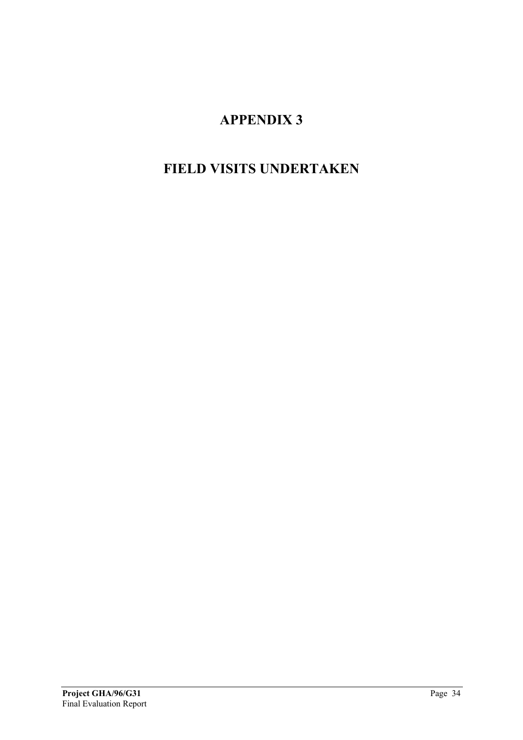# APPENDIX 3

# FIELD VISITS UNDERTAKEN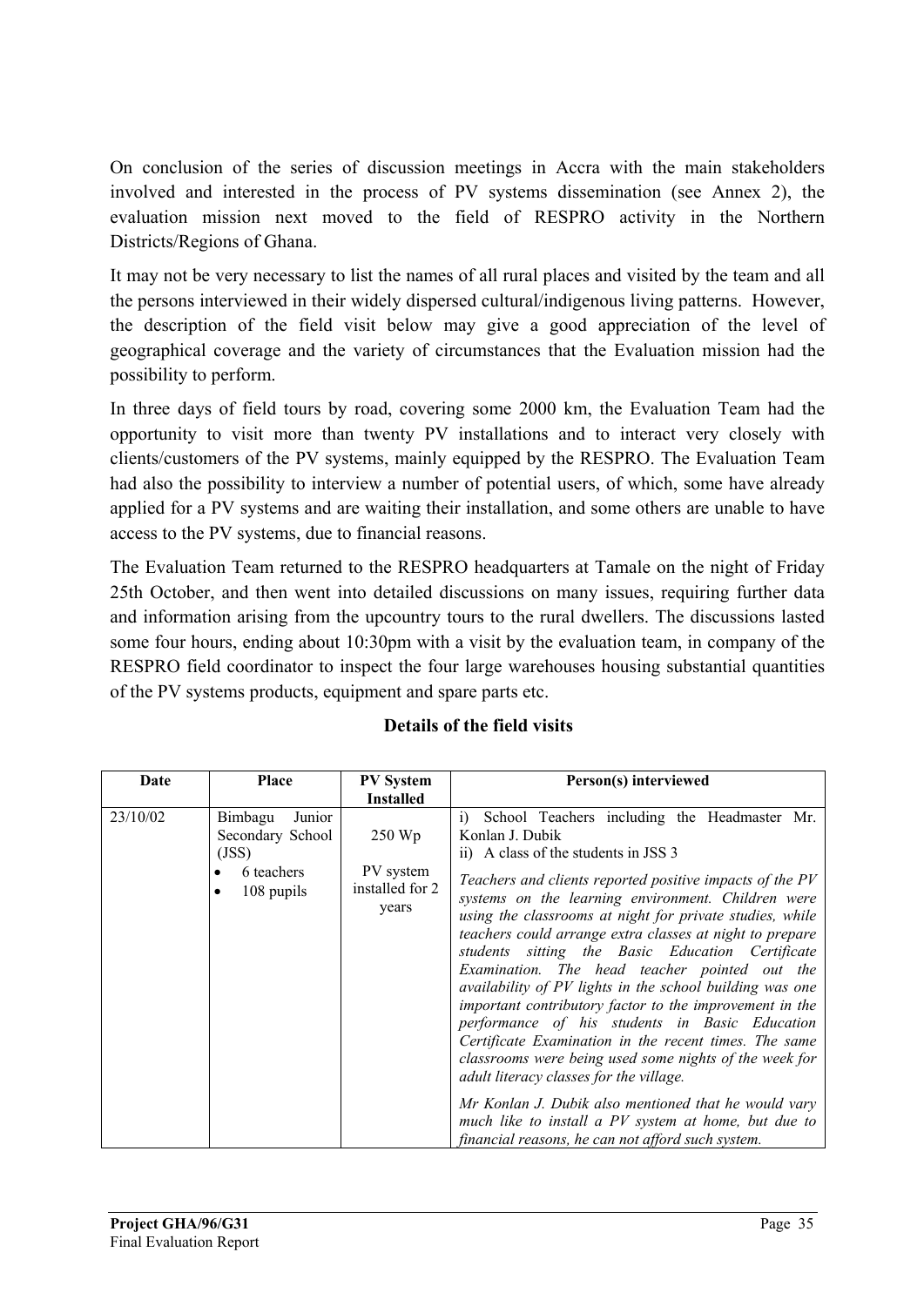On conclusion of the series of discussion meetings in Accra with the main stakeholders involved and interested in the process of PV systems dissemination (see Annex 2), the evaluation mission next moved to the field of RESPRO activity in the Northern Districts/Regions of Ghana.

It may not be very necessary to list the names of all rural places and visited by the team and all the persons interviewed in their widely dispersed cultural/indigenous living patterns. However, the description of the field visit below may give a good appreciation of the level of geographical coverage and the variety of circumstances that the Evaluation mission had the possibility to perform.

In three days of field tours by road, covering some 2000 km, the Evaluation Team had the opportunity to visit more than twenty PV installations and to interact very closely with clients/customers of the PV systems, mainly equipped by the RESPRO. The Evaluation Team had also the possibility to interview a number of potential users, of which, some have already applied for a PV systems and are waiting their installation, and some others are unable to have access to the PV systems, due to financial reasons.

The Evaluation Team returned to the RESPRO headquarters at Tamale on the night of Friday 25th October, and then went into detailed discussions on many issues, requiring further data and information arising from the upcountry tours to the rural dwellers. The discussions lasted some four hours, ending about 10:30pm with a visit by the evaluation team, in company of the RESPRO field coordinator to inspect the four large warehouses housing substantial quantities of the PV systems products, equipment and spare parts etc.

**Details of the field visits**

| Date | Place | PV System Installed | Person(s) interviewed |
|---|---|---|---|
| 23/10/02 | Bimbagu Junior Secondary School (JSS)<br>• 6 teachers<br>• 108 pupils | 250 Wp<br><br>PV system installed for 2 years | i) School Teachers including the Headmaster Mr. Konlan J. Dubik<br>ii) A class of the students in JSS 3<br><br>*Teachers and clients reported positive impacts of the PV systems on the learning environment. Children were using the classrooms at night for private studies, while teachers could arrange extra classes at night to prepare students sitting the Basic Education Certificate Examination. The head teacher pointed out the availability of PV lights in the school building was one important contributory factor to the improvement in the performance of his students in Basic Education Certificate Examination in the recent times. The same classrooms were being used some nights of the week for adult literacy classes for the village.*<br><br>*Mr Konlan J. Dubik also mentioned that he would vary much like to install a PV system at home, but due to financial reasons, he can not afford such system.* |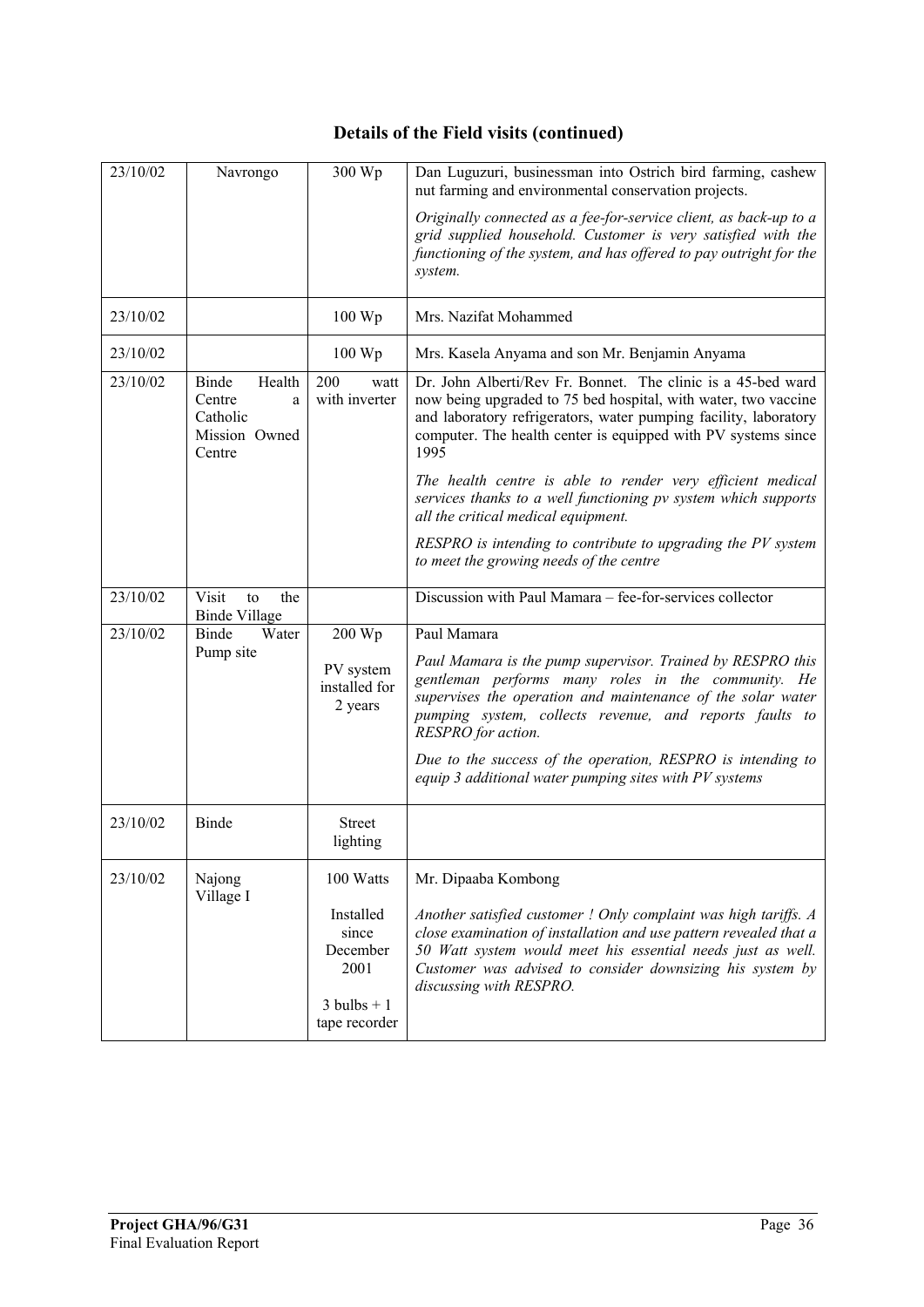# Details of the Field visits (continued)

| | | | |
|---|---|---|---|
| 23/10/02 | Navrongo | 300 Wp | Dan Luguzuri, businessman into Ostrich bird farming, cashew nut farming and environmental conservation projects.<br><br>*Originally connected as a fee-for-service client, as back-up to a grid supplied household. Customer is very satisfied with the functioning of the system, and has offered to pay outright for the system.* |
| 23/10/02 | | 100 Wp | Mrs. Nazifat Mohammed |
| 23/10/02 | | 100 Wp | Mrs. Kasela Anyama and son Mr. Benjamin Anyama |
| 23/10/02 | Binde Health Centre a Catholic Mission Owned Centre | 200 watt with inverter | Dr. John Alberti/Rev Fr. Bonnet. The clinic is a 45-bed ward now being upgraded to 75 bed hospital, with water, two vaccine and laboratory refrigerators, water pumping facility, laboratory computer. The health center is equipped with PV systems since 1995<br><br>*The health centre is able to render very efficient medical services thanks to a well functioning pv system which supports all the critical medical equipment.*<br><br>*RESPRO is intending to contribute to upgrading the PV system to meet the growing needs of the centre* |
| 23/10/02 | Visit to the Binde Village | | Discussion with Paul Mamara – fee-for-services collector |
| 23/10/02 | Binde Water Pump site | 200 Wp<br><br>PV system installed for 2 years | Paul Mamara<br><br>*Paul Mamara is the pump supervisor. Trained by RESPRO this gentleman performs many roles in the community. He supervises the operation and maintenance of the solar water pumping system, collects revenue, and reports faults to RESPRO for action.*<br><br>*Due to the success of the operation, RESPRO is intending to equip 3 additional water pumping sites with PV systems* |
| 23/10/02 | Binde | Street lighting | |
| 23/10/02 | Najong Village I | 100 Watts<br><br>Installed since December 2001<br><br>3 bulbs + 1 tape recorder | Mr. Dipaaba Kombong<br><br>*Another satisfied customer ! Only complaint was high tariffs. A close examination of installation and use pattern revealed that a 50 Watt system would meet his essential needs just as well. Customer was advised to consider downsizing his system by discussing with RESPRO.* |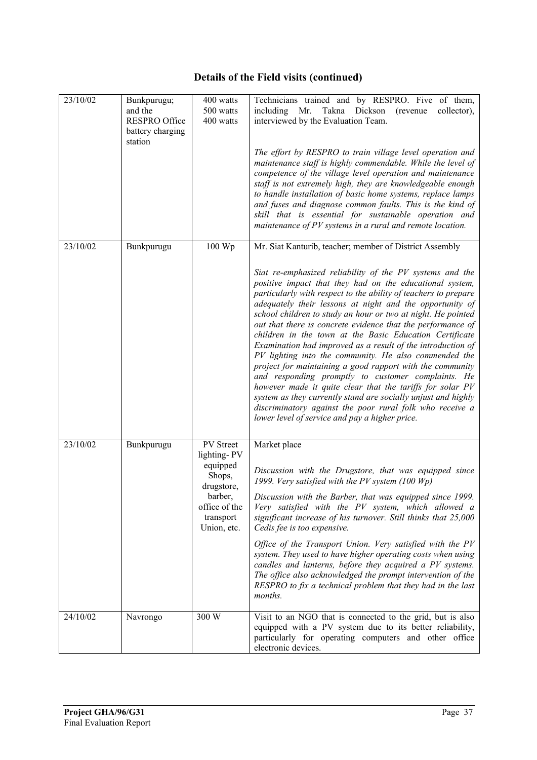## Details of the Field visits (continued)

| | | | |
|---|---|---|---|
| 23/10/02 | Bunkpurugu; and the RESPRO Office battery charging station | 400 watts<br>500 watts<br>400 watts | Technicians trained and by RESPRO. Five of them, including Mr. Takna Dickson (revenue collector), interviewed by the Evaluation Team.<br><br>*The effort by RESPRO to train village level operation and maintenance staff is highly commendable. While the level of competence of the village level operation and maintenance staff is not extremely high, they are knowledgeable enough to handle installation of basic home systems, replace lamps and fuses and diagnose common faults. This is the kind of skill that is essential for sustainable operation and maintenance of PV systems in a rural and remote location.* |
| 23/10/02 | Bunkpurugu | 100 Wp | Mr. Siat Kanturib, teacher; member of District Assembly<br><br>*Siat re-emphasized reliability of the PV systems and the positive impact that they had on the educational system, particularly with respect to the ability of teachers to prepare adequately their lessons at night and the opportunity of school children to study an hour or two at night. He pointed out that there is concrete evidence that the performance of children in the town at the Basic Education Certificate Examination had improved as a result of the introduction of PV lighting into the community. He also commended the project for maintaining a good rapport with the community and responding promptly to customer complaints. He however made it quite clear that the tariffs for solar PV system as they currently stand are socially unjust and highly discriminatory against the poor rural folk who receive a lower level of service and pay a higher price.* |
| 23/10/02 | Bunkpurugu | PV Street lighting- PV equipped Shops, drugstore, barber, office of the transport Union, etc. | Market place<br><br>*Discussion with the Drugstore, that was equipped since 1999. Very satisfied with the PV system (100 Wp)*<br><br>*Discussion with the Barber, that was equipped since 1999. Very satisfied with the PV system, which allowed a significant increase of his turnover. Still thinks that 25,000 Cedis fee is too expensive.*<br><br>*Office of the Transport Union. Very satisfied with the PV system. They used to have higher operating costs when using candles and lanterns, before they acquired a PV systems. The office also acknowledged the prompt intervention of the RESPRO to fix a technical problem that they had in the last months.* |
| 24/10/02 | Navrongo | 300 W | Visit to an NGO that is connected to the grid, but is also equipped with a PV system due to its better reliability, particularly for operating computers and other office electronic devices. |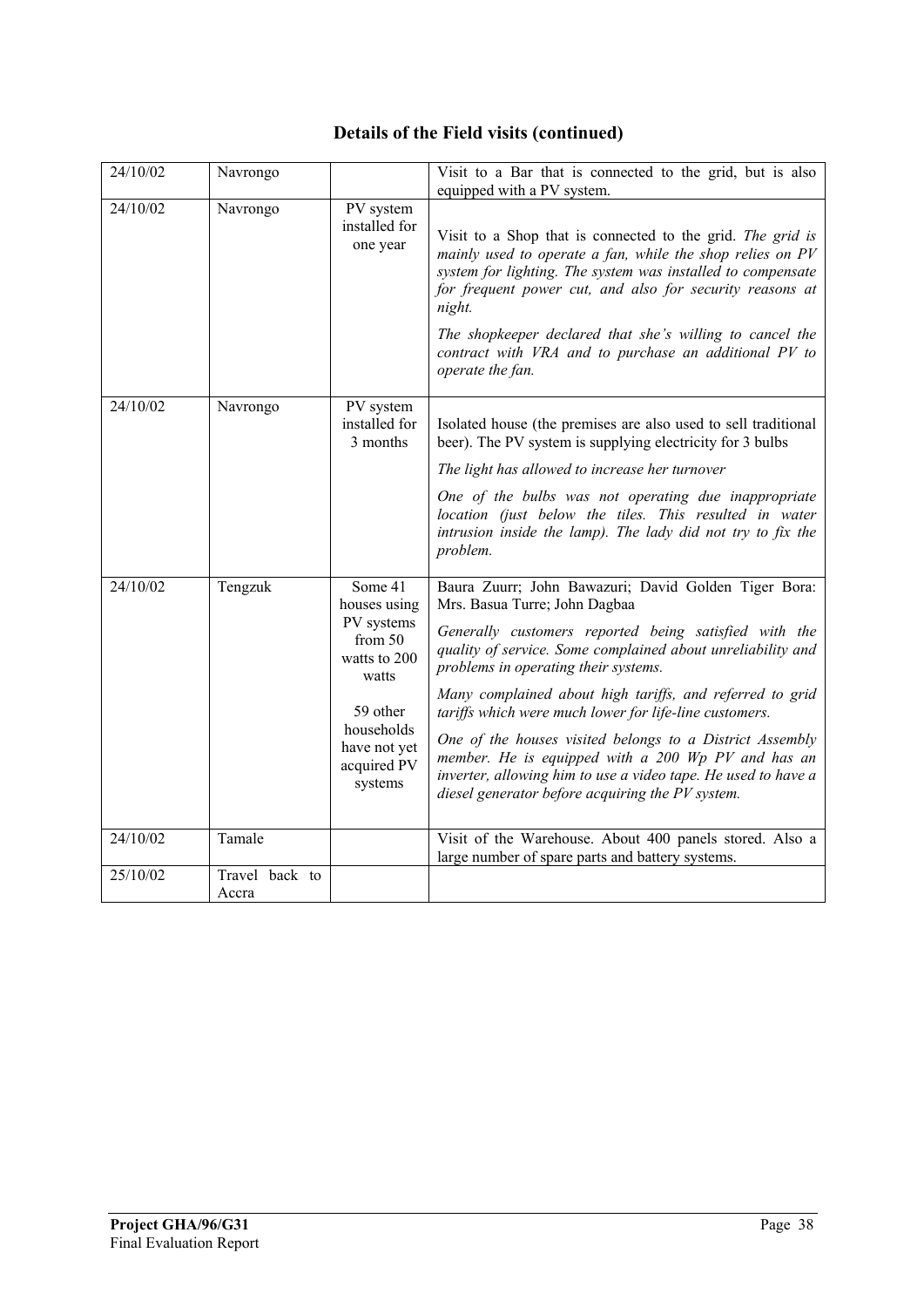## Details of the Field visits (continued)

| | | | |
|---|---|---|---|
| 24/10/02 | Navrongo | | Visit to a Bar that is connected to the grid, but is also equipped with a PV system. |
| 24/10/02 | Navrongo | PV system installed for one year | Visit to a Shop that is connected to the grid. *The grid is mainly used to operate a fan, while the shop relies on PV system for lighting. The system was installed to compensate for frequent power cut, and also for security reasons at night.* <br><br> *The shopkeeper declared that she's willing to cancel the contract with VRA and to purchase an additional PV to operate the fan.* |
| 24/10/02 | Navrongo | PV system installed for 3 months | Isolated house (the premises are also used to sell traditional beer). The PV system is supplying electricity for 3 bulbs <br><br> *The light has allowed to increase her turnover* <br><br> *One of the bulbs was not operating due inappropriate location (just below the tiles. This resulted in water intrusion inside the lamp). The lady did not try to fix the problem.* |
| 24/10/02 | Tengzuk | Some 41 houses using PV systems from 50 watts to 200 watts <br><br> 59 other households have not yet acquired PV systems | Baura Zuurr; John Bawazuri; David Golden Tiger Bora: Mrs. Basua Turre; John Dagbaa <br><br> *Generally customers reported being satisfied with the quality of service. Some complained about unreliability and problems in operating their systems.* <br><br> *Many complained about high tariffs, and referred to grid tariffs which were much lower for life-line customers.* <br><br> *One of the houses visited belongs to a District Assembly member. He is equipped with a 200 Wp PV and has an inverter, allowing him to use a video tape. He used to have a diesel generator before acquiring the PV system.* |
| 24/10/02 | Tamale | | Visit of the Warehouse. About 400 panels stored. Also a large number of spare parts and battery systems. |
| 25/10/02 | Travel back to Accra | | |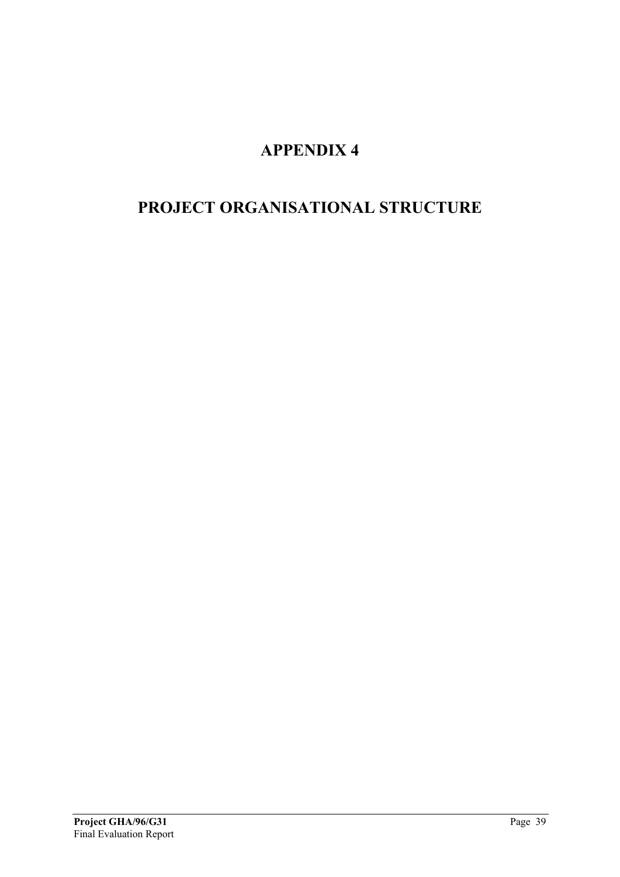# APPENDIX 4

# PROJECT ORGANISATIONAL STRUCTURE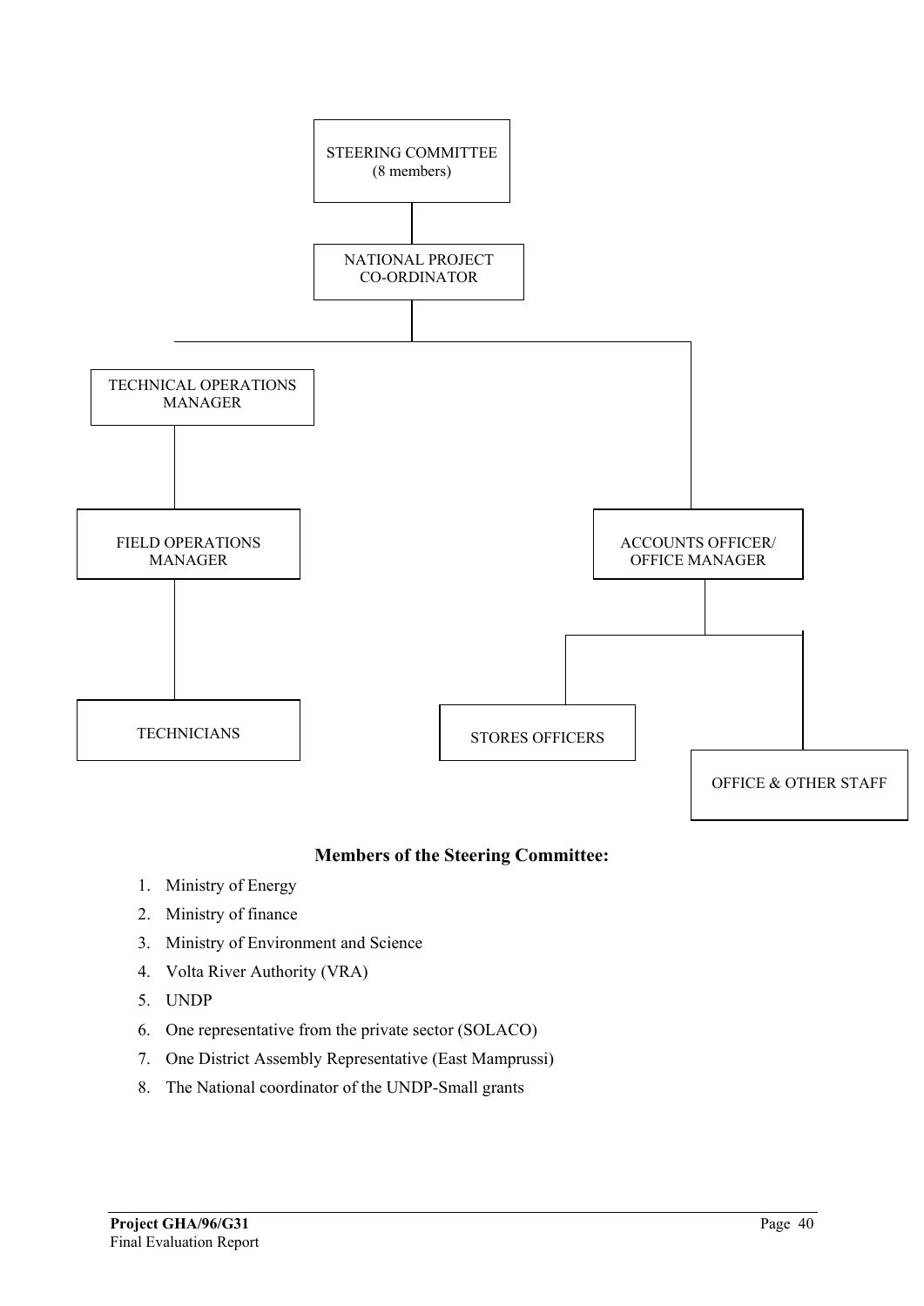STEERING COMMITTEE (8 members)

NATIONAL PROJECT CO-ORDINATOR

TECHNICAL OPERATIONS MANAGER

FIELD OPERATIONS MANAGER

TECHNICIANS

ACCOUNTS OFFICER/ OFFICE MANAGER

STORES OFFICERS

OFFICE & OTHER STAFF

**Members of the Steering Committee:**

1. Ministry of Energy
2. Ministry of finance
3. Ministry of Environment and Science
4. Volta River Authority (VRA)
5. UNDP
6. One representative from the private sector (SOLACO)
7. One District Assembly Representative (East Mamprussi)
8. The National coordinator of the UNDP-Small grants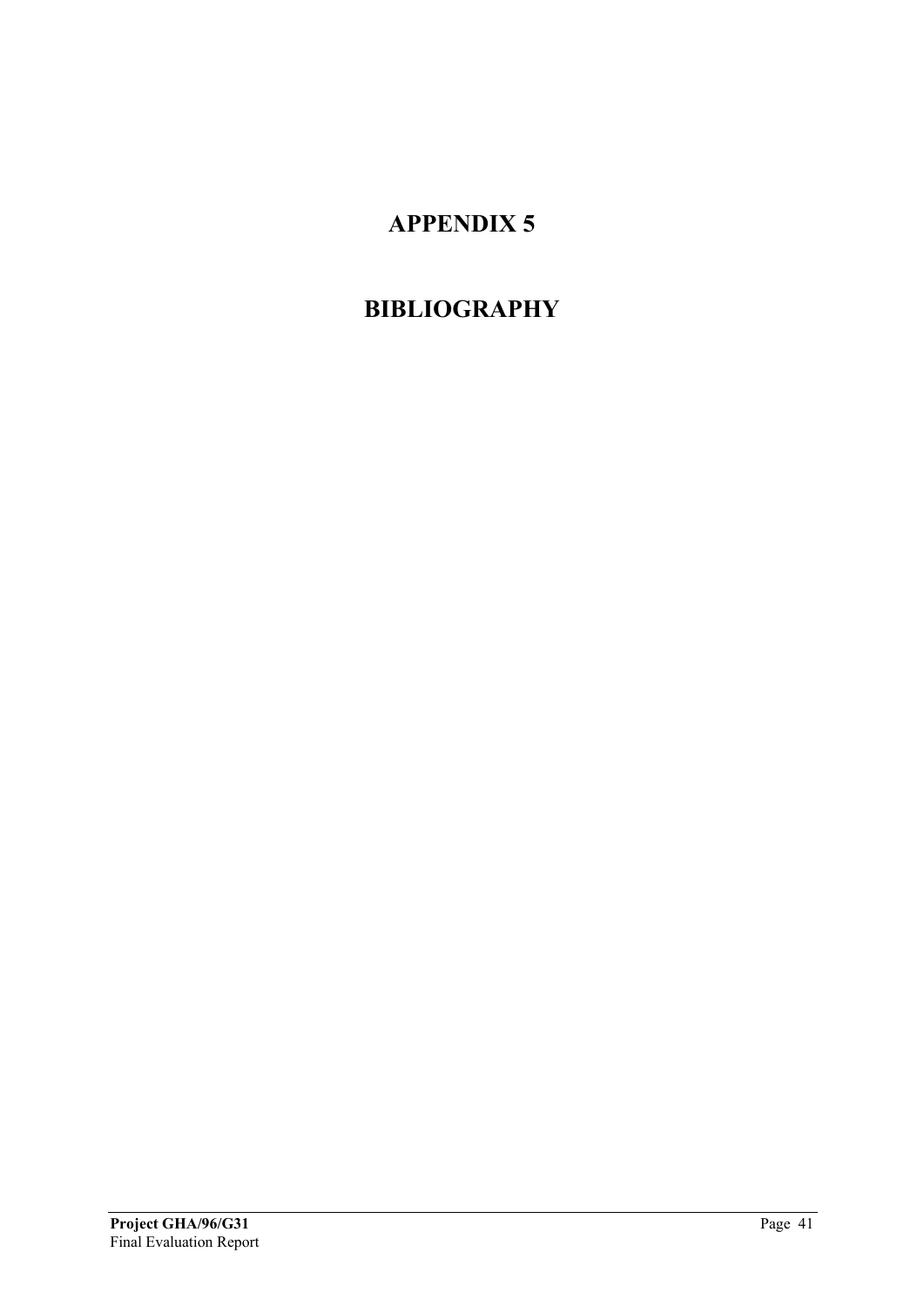# APPENDIX 5

# BIBLIOGRAPHY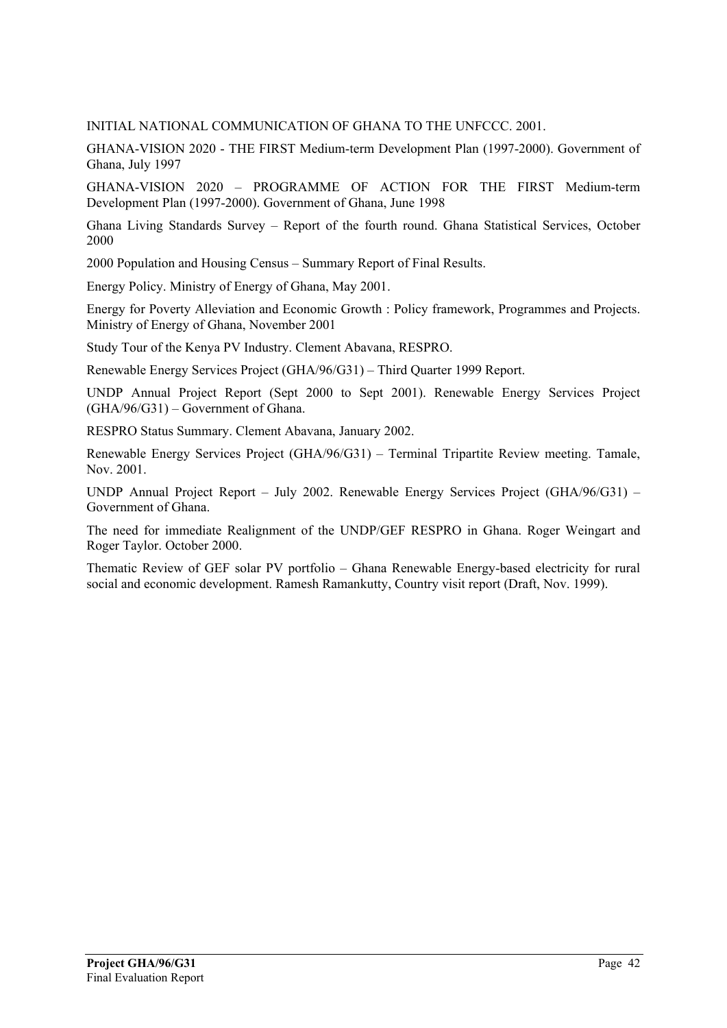INITIAL NATIONAL COMMUNICATION OF GHANA TO THE UNFCCC. 2001.

GHANA-VISION 2020 - THE FIRST Medium-term Development Plan (1997-2000). Government of Ghana, July 1997

GHANA-VISION 2020 – PROGRAMME OF ACTION FOR THE FIRST Medium-term Development Plan (1997-2000). Government of Ghana, June 1998

Ghana Living Standards Survey – Report of the fourth round. Ghana Statistical Services, October 2000

2000 Population and Housing Census – Summary Report of Final Results.

Energy Policy. Ministry of Energy of Ghana, May 2001.

Energy for Poverty Alleviation and Economic Growth : Policy framework, Programmes and Projects. Ministry of Energy of Ghana, November 2001

Study Tour of the Kenya PV Industry. Clement Abavana, RESPRO.

Renewable Energy Services Project (GHA/96/G31) – Third Quarter 1999 Report.

UNDP Annual Project Report (Sept 2000 to Sept 2001). Renewable Energy Services Project (GHA/96/G31) – Government of Ghana.

RESPRO Status Summary. Clement Abavana, January 2002.

Renewable Energy Services Project (GHA/96/G31) – Terminal Tripartite Review meeting. Tamale, Nov. 2001.

UNDP Annual Project Report – July 2002. Renewable Energy Services Project (GHA/96/G31) – Government of Ghana.

The need for immediate Realignment of the UNDP/GEF RESPRO in Ghana. Roger Weingart and Roger Taylor. October 2000.

Thematic Review of GEF solar PV portfolio – Ghana Renewable Energy-based electricity for rural social and economic development. Ramesh Ramankutty, Country visit report (Draft, Nov. 1999).